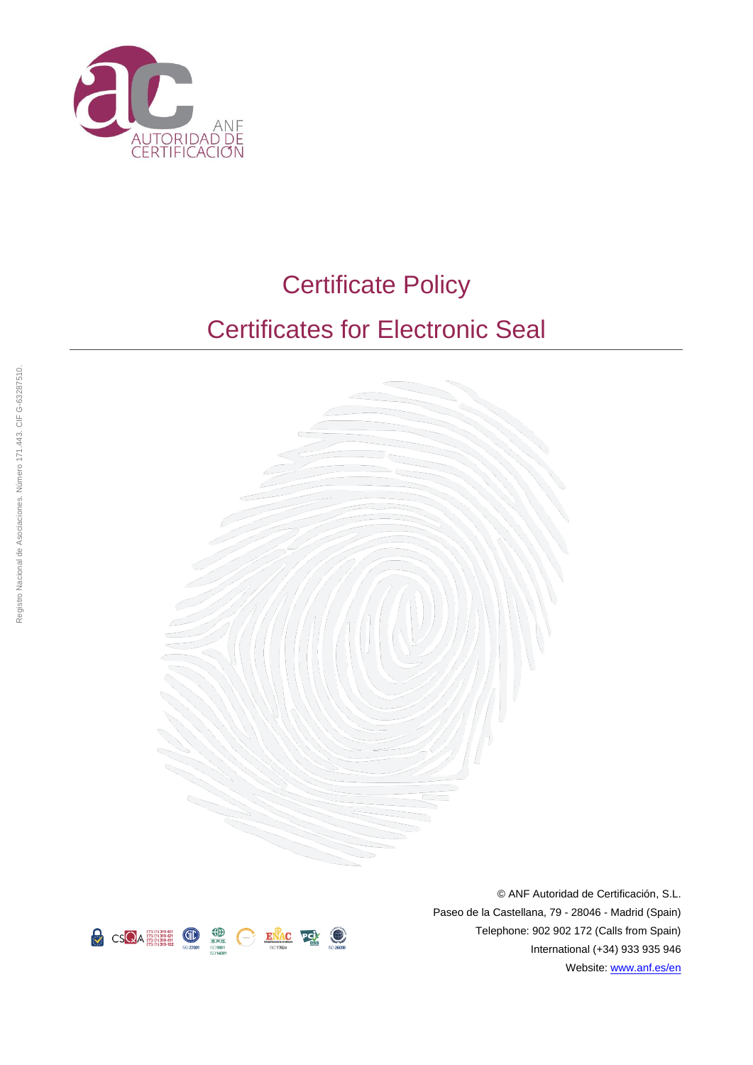ANF AUTORIDAD DE CERTIFICACIÓN

# Certificate Policy

# Certificates for Electronic Seal

Registro Nacional de Asociaciones. Número 171.443. CIF G-63287510.

© ANF Autoridad de Certificación, S.L.

Paseo de la Castellana, 79 - 28046 - Madrid (Spain)

Telephone: 902 902 172 (Calls from Spain)

International (+34) 933 935 946

Website: www.anf.es/en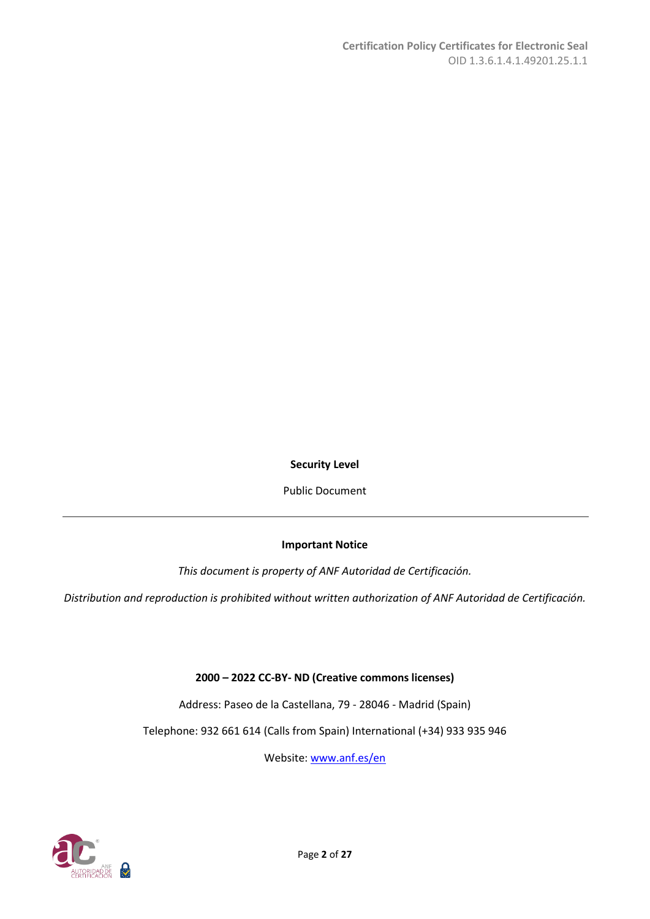**Security Level**

Public Document

---

**Important Notice**

*This document is property of ANF Autoridad de Certificación.*

*Distribution and reproduction is prohibited without written authorization of ANF Autoridad de Certificación.*

**2000 – 2022 CC-BY- ND (Creative commons licenses)**

Address: Paseo de la Castellana, 79 - 28046 - Madrid (Spain)

Telephone: 932 661 614 (Calls from Spain) International (+34) 933 935 946

Website: [www.anf.es/en](www.anf.es/en)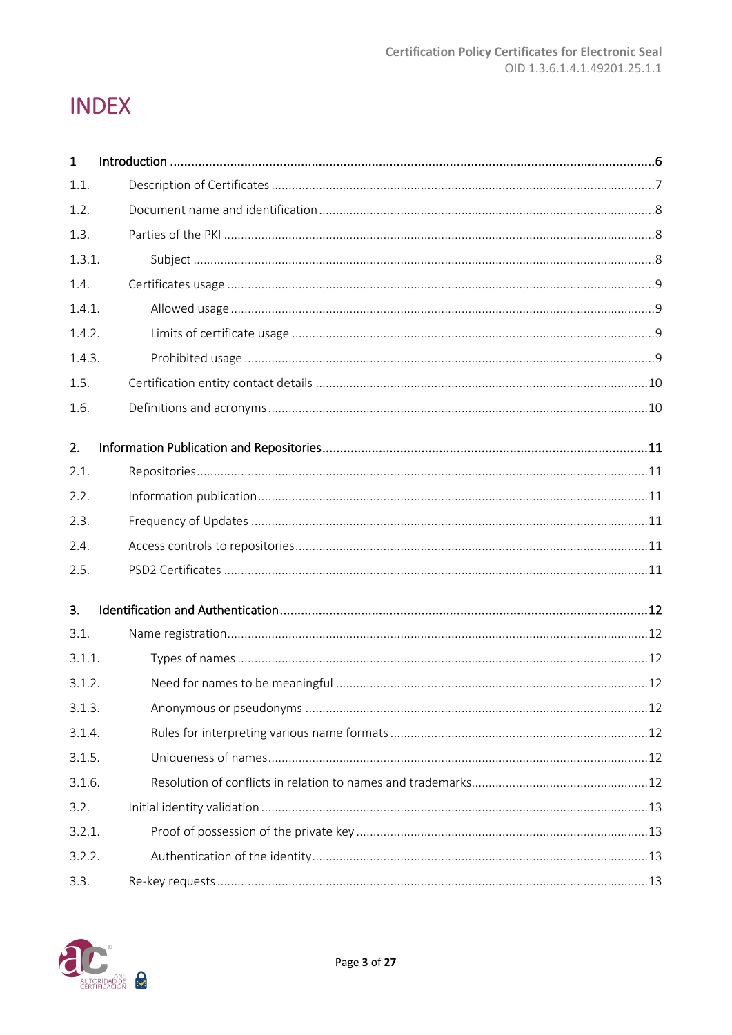# INDEX

| | | |
|---|---|---|
| **1** | **Introduction** | **6** |
| 1.1. | Description of Certificates | 7 |
| 1.2. | Document name and identification | 8 |
| 1.3. | Parties of the PKI | 8 |
| 1.3.1. | Subject | 8 |
| 1.4. | Certificates usage | 9 |
| 1.4.1. | Allowed usage | 9 |
| 1.4.2. | Limits of certificate usage | 9 |
| 1.4.3. | Prohibited usage | 9 |
| 1.5. | Certification entity contact details | 10 |
| 1.6. | Definitions and acronyms | 10 |
| **2.** | **Information Publication and Repositories** | **11** |
| 2.1. | Repositories | 11 |
| 2.2. | Information publication | 11 |
| 2.3. | Frequency of Updates | 11 |
| 2.4. | Access controls to repositories | 11 |
| 2.5. | PSD2 Certificates | 11 |
| **3.** | **Identification and Authentication** | **12** |
| 3.1. | Name registration | 12 |
| 3.1.1. | Types of names | 12 |
| 3.1.2. | Need for names to be meaningful | 12 |
| 3.1.3. | Anonymous or pseudonyms | 12 |
| 3.1.4. | Rules for interpreting various name formats | 12 |
| 3.1.5. | Uniqueness of names | 12 |
| 3.1.6. | Resolution of conflicts in relation to names and trademarks | 12 |
| 3.2. | Initial identity validation | 13 |
| 3.2.1. | Proof of possession of the private key | 13 |
| 3.2.2. | Authentication of the identity | 13 |
| 3.3. | Re-key requests | 13 |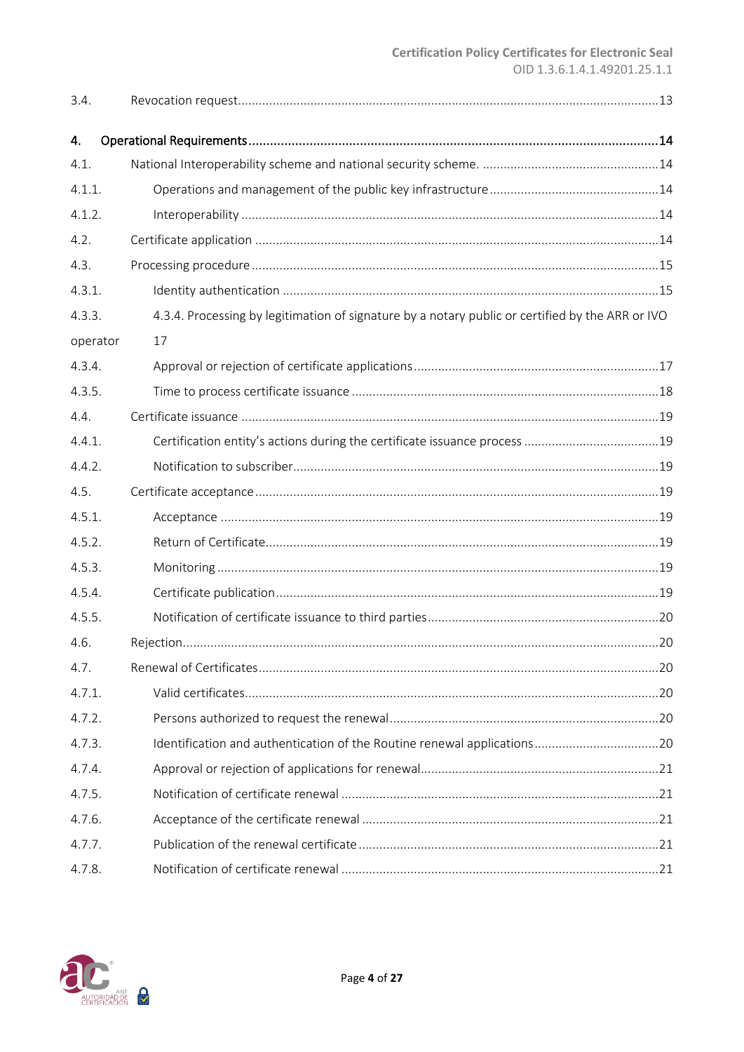| | | |
|---|---|---|
| 3.4. | Revocation request | 13 |
| **4.** | **Operational Requirements** | **14** |
| 4.1. | National Interoperability scheme and national security scheme. | 14 |
| 4.1.1. | Operations and management of the public key infrastructure | 14 |
| 4.1.2. | Interoperability | 14 |
| 4.2. | Certificate application | 14 |
| 4.3. | Processing procedure | 15 |
| 4.3.1. | Identity authentication | 15 |
| 4.3.3. operator | 4.3.4. Processing by legitimation of signature by a notary public or certified by the ARR or IVO | 17 |
| 4.3.4. | Approval or rejection of certificate applications | 17 |
| 4.3.5. | Time to process certificate issuance | 18 |
| 4.4. | Certificate issuance | 19 |
| 4.4.1. | Certification entity's actions during the certificate issuance process | 19 |
| 4.4.2. | Notification to subscriber | 19 |
| 4.5. | Certificate acceptance | 19 |
| 4.5.1. | Acceptance | 19 |
| 4.5.2. | Return of Certificate | 19 |
| 4.5.3. | Monitoring | 19 |
| 4.5.4. | Certificate publication | 19 |
| 4.5.5. | Notification of certificate issuance to third parties | 20 |
| 4.6. | Rejection | 20 |
| 4.7. | Renewal of Certificates | 20 |
| 4.7.1. | Valid certificates | 20 |
| 4.7.2. | Persons authorized to request the renewal | 20 |
| 4.7.3. | Identification and authentication of the Routine renewal applications | 20 |
| 4.7.4. | Approval or rejection of applications for renewal | 21 |
| 4.7.5. | Notification of certificate renewal | 21 |
| 4.7.6. | Acceptance of the certificate renewal | 21 |
| 4.7.7. | Publication of the renewal certificate | 21 |
| 4.7.8. | Notification of certificate renewal | 21 |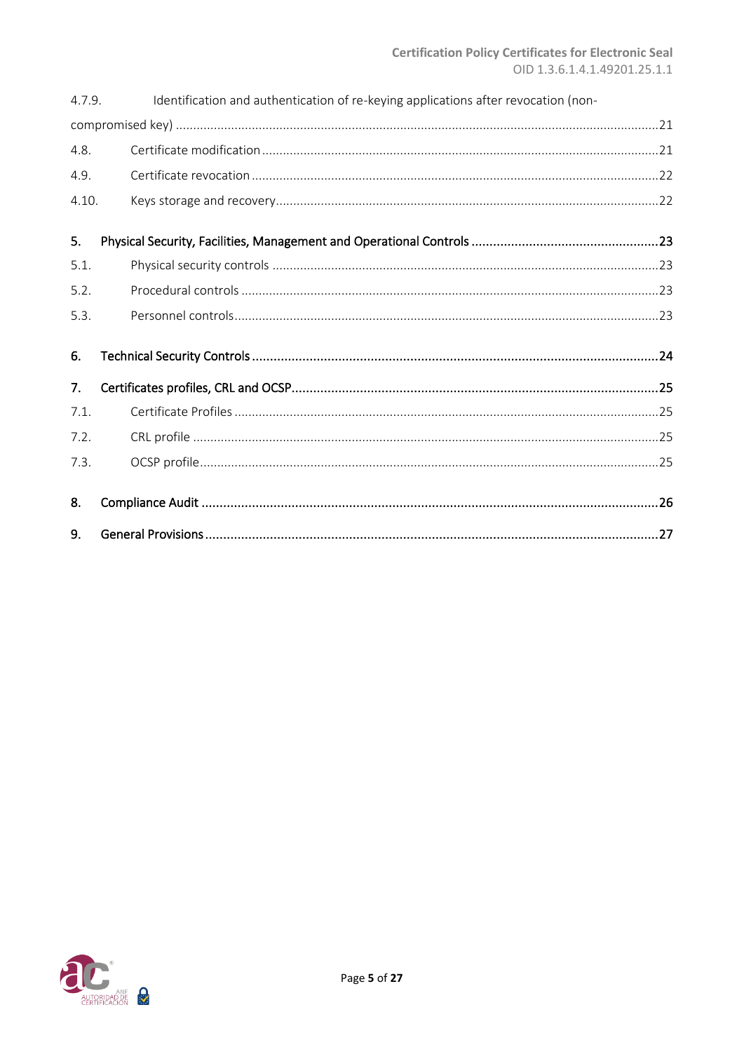4.7.9. Identification and authentication of re-keying applications after revocation (non-compromised key) ........................................................................................................................................21

4.8. Certificate modification ................................................................................................................21

4.9. Certificate revocation ....................................................................................................................22

4.10. Keys storage and recovery............................................................................................................22

**5. Physical Security, Facilities, Management and Operational Controls ....................................................23**

5.1. Physical security controls ..............................................................................................................23

5.2. Procedural controls .......................................................................................................................23

5.3. Personnel controls.........................................................................................................................23

**6. Technical Security Controls ................................................................................................................24**

**7. Certificates profiles, CRL and OCSP.....................................................................................................25**

7.1. Certificate Profiles .........................................................................................................................25

7.2. CRL profile .....................................................................................................................................25

7.3. OCSP profile...................................................................................................................................25

**8. Compliance Audit .............................................................................................................................26**

**9. General Provisions.............................................................................................................................27**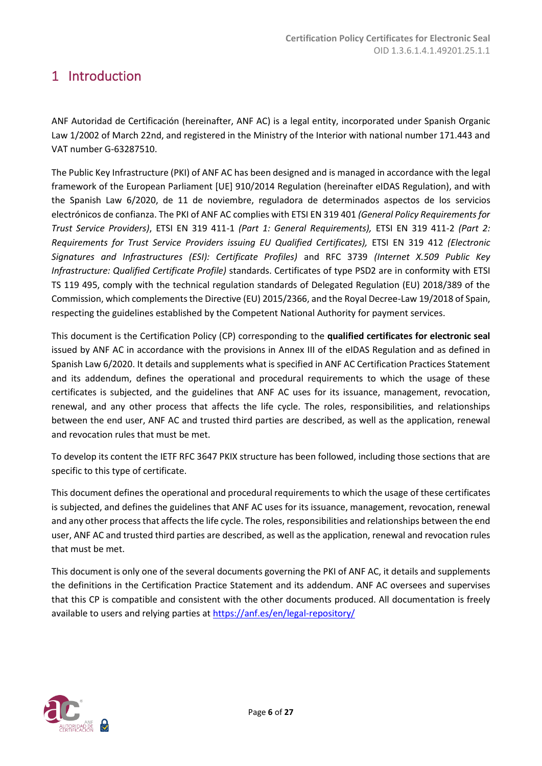# 1 Introduction

ANF Autoridad de Certificación (hereinafter, ANF AC) is a legal entity, incorporated under Spanish Organic Law 1/2002 of March 22nd, and registered in the Ministry of the Interior with national number 171.443 and VAT number G-63287510.

The Public Key Infrastructure (PKI) of ANF AC has been designed and is managed in accordance with the legal framework of the European Parliament [UE] 910/2014 Regulation (hereinafter eIDAS Regulation), and with the Spanish Law 6/2020, de 11 de noviembre, reguladora de determinados aspectos de los servicios electrónicos de confianza. The PKI of ANF AC complies with ETSI EN 319 401 *(General Policy Requirements for Trust Service Providers)*, ETSI EN 319 411-1 *(Part 1: General Requirements),* ETSI EN 319 411-2 *(Part 2: Requirements for Trust Service Providers issuing EU Qualified Certificates),* ETSI EN 319 412 *(Electronic Signatures and Infrastructures (ESI): Certificate Profiles)* and RFC 3739 *(Internet X.509 Public Key Infrastructure: Qualified Certificate Profile)* standards. Certificates of type PSD2 are in conformity with ETSI TS 119 495, comply with the technical regulation standards of Delegated Regulation (EU) 2018/389 of the Commission, which complements the Directive (EU) 2015/2366, and the Royal Decree-Law 19/2018 of Spain, respecting the guidelines established by the Competent National Authority for payment services.

This document is the Certification Policy (CP) corresponding to the **qualified certificates for electronic seal** issued by ANF AC in accordance with the provisions in Annex III of the eIDAS Regulation and as defined in Spanish Law 6/2020. It details and supplements what is specified in ANF AC Certification Practices Statement and its addendum, defines the operational and procedural requirements to which the usage of these certificates is subjected, and the guidelines that ANF AC uses for its issuance, management, revocation, renewal, and any other process that affects the life cycle. The roles, responsibilities, and relationships between the end user, ANF AC and trusted third parties are described, as well as the application, renewal and revocation rules that must be met.

To develop its content the IETF RFC 3647 PKIX structure has been followed, including those sections that are specific to this type of certificate.

This document defines the operational and procedural requirements to which the usage of these certificates is subjected, and defines the guidelines that ANF AC uses for its issuance, management, revocation, renewal and any other process that affects the life cycle. The roles, responsibilities and relationships between the end user, ANF AC and trusted third parties are described, as well as the application, renewal and revocation rules that must be met.

This document is only one of the several documents governing the PKI of ANF AC, it details and supplements the definitions in the Certification Practice Statement and its addendum. ANF AC oversees and supervises that this CP is compatible and consistent with the other documents produced. All documentation is freely available to users and relying parties at https://anf.es/en/legal-repository/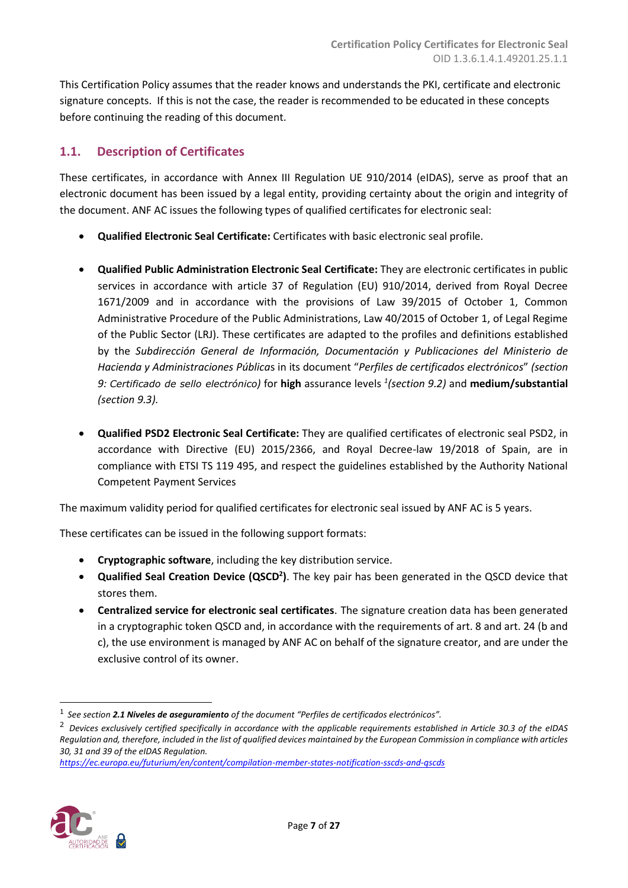This Certification Policy assumes that the reader knows and understands the PKI, certificate and electronic signature concepts. If this is not the case, the reader is recommended to be educated in these concepts before continuing the reading of this document.

## 1.1. Description of Certificates

These certificates, in accordance with Annex III Regulation UE 910/2014 (eIDAS), serve as proof that an electronic document has been issued by a legal entity, providing certainty about the origin and integrity of the document. ANF AC issues the following types of qualified certificates for electronic seal:

- **Qualified Electronic Seal Certificate:** Certificates with basic electronic seal profile.
- **Qualified Public Administration Electronic Seal Certificate:** They are electronic certificates in public services in accordance with article 37 of Regulation (EU) 910/2014, derived from Royal Decree 1671/2009 and in accordance with the provisions of Law 39/2015 of October 1, Common Administrative Procedure of the Public Administrations, Law 40/2015 of October 1, of Legal Regime of the Public Sector (LRJ). These certificates are adapted to the profiles and definitions established by the *Subdirección General de Información, Documentación y Publicaciones del Ministerio de Hacienda y Administraciones Pública*s in its document "*Perfiles de certificados electrónicos*" *(section 9: Certificado de sello electrónico)* for **high** assurance levels [1]*(section 9.2)* and **medium/substantial** *(section 9.3)*.
- **Qualified PSD2 Electronic Seal Certificate:** They are qualified certificates of electronic seal PSD2, in accordance with Directive (EU) 2015/2366, and Royal Decree-law 19/2018 of Spain, are in compliance with ETSI TS 119 495, and respect the guidelines established by the Authority National Competent Payment Services

The maximum validity period for qualified certificates for electronic seal issued by ANF AC is 5 years.

These certificates can be issued in the following support formats:

- **Cryptographic software**, including the key distribution service.
- **Qualified Seal Creation Device (QSCD[2])**. The key pair has been generated in the QSCD device that stores them.
- **Centralized service for electronic seal certificates**. The signature creation data has been generated in a cryptographic token QSCD and, in accordance with the requirements of art. 8 and art. 24 (b and c), the use environment is managed by ANF AC on behalf of the signature creator, and are under the exclusive control of its owner.

---

[1] *See section **2.1 Niveles de aseguramiento** of the document "Perfiles de certificados electrónicos".*

[2] *Devices exclusively certified specifically in accordance with the applicable requirements established in Article 30.3 of the eIDAS Regulation and, therefore, included in the list of qualified devices maintained by the European Commission in compliance with articles 30, 31 and 39 of the eIDAS Regulation.*
*https://ec.europa.eu/futurium/en/content/compilation-member-states-notification-sscds-and-qscds*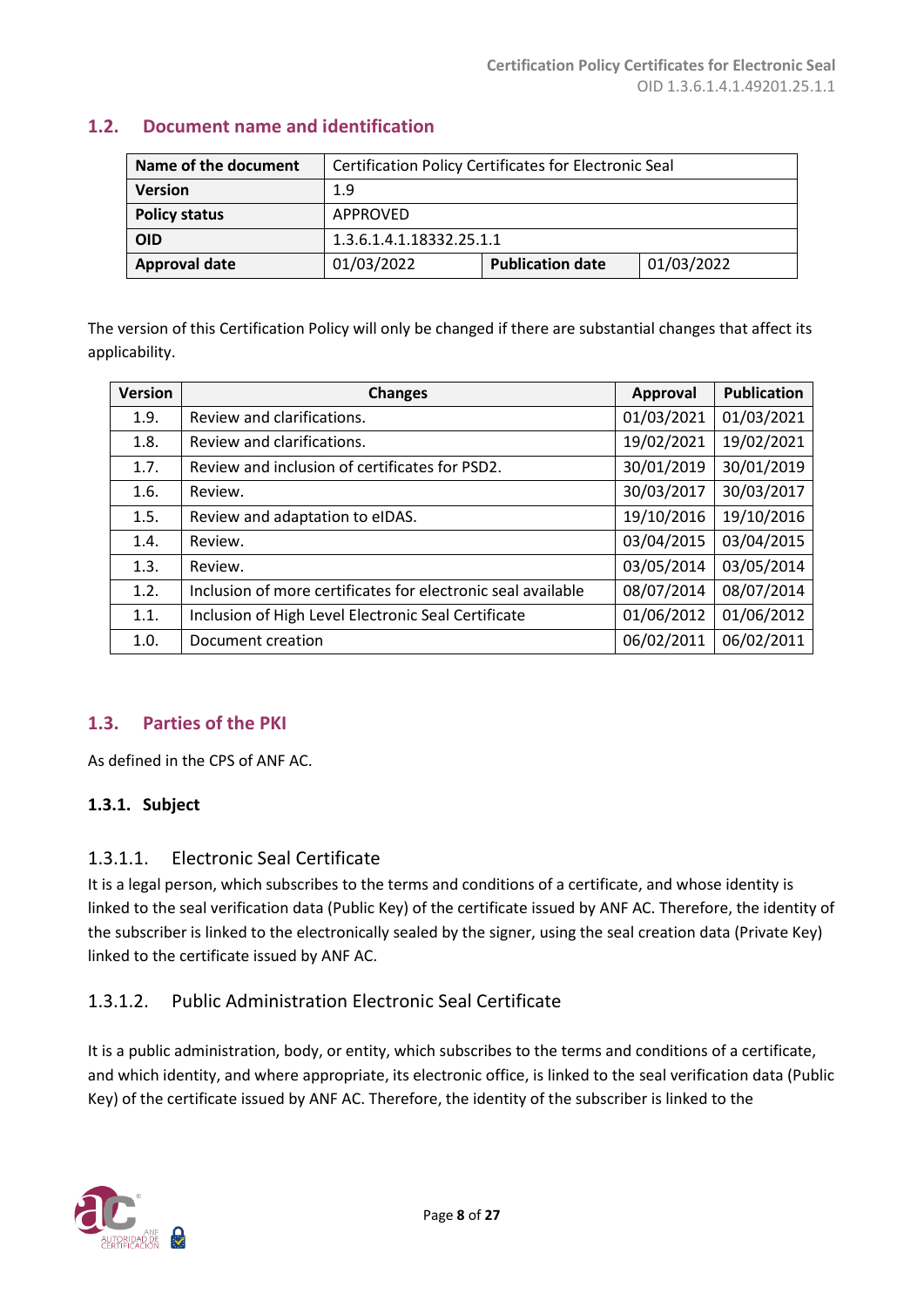## 1.2. Document name and identification

| Name of the document | Certification Policy Certificates for Electronic Seal | | |
|---|---|---|---|
| Version | 1.9 | | |
| Policy status | APPROVED | | |
| OID | 1.3.6.1.4.1.18332.25.1.1 | | |
| Approval date | 01/03/2022 | Publication date | 01/03/2022 |

The version of this Certification Policy will only be changed if there are substantial changes that affect its applicability.

| Version | Changes | Approval | Publication |
|---|---|---|---|
| 1.9. | Review and clarifications. | 01/03/2021 | 01/03/2021 |
| 1.8. | Review and clarifications. | 19/02/2021 | 19/02/2021 |
| 1.7. | Review and inclusion of certificates for PSD2. | 30/01/2019 | 30/01/2019 |
| 1.6. | Review. | 30/03/2017 | 30/03/2017 |
| 1.5. | Review and adaptation to eIDAS. | 19/10/2016 | 19/10/2016 |
| 1.4. | Review. | 03/04/2015 | 03/04/2015 |
| 1.3. | Review. | 03/05/2014 | 03/05/2014 |
| 1.2. | Inclusion of more certificates for electronic seal available | 08/07/2014 | 08/07/2014 |
| 1.1. | Inclusion of High Level Electronic Seal Certificate | 01/06/2012 | 01/06/2012 |
| 1.0. | Document creation | 06/02/2011 | 06/02/2011 |

## 1.3. Parties of the PKI

As defined in the CPS of ANF AC.

### 1.3.1. Subject

#### 1.3.1.1. Electronic Seal Certificate

It is a legal person, which subscribes to the terms and conditions of a certificate, and whose identity is linked to the seal verification data (Public Key) of the certificate issued by ANF AC. Therefore, the identity of the subscriber is linked to the electronically sealed by the signer, using the seal creation data (Private Key) linked to the certificate issued by ANF AC.

#### 1.3.1.2. Public Administration Electronic Seal Certificate

It is a public administration, body, or entity, which subscribes to the terms and conditions of a certificate, and which identity, and where appropriate, its electronic office, is linked to the seal verification data (Public Key) of the certificate issued by ANF AC. Therefore, the identity of the subscriber is linked to the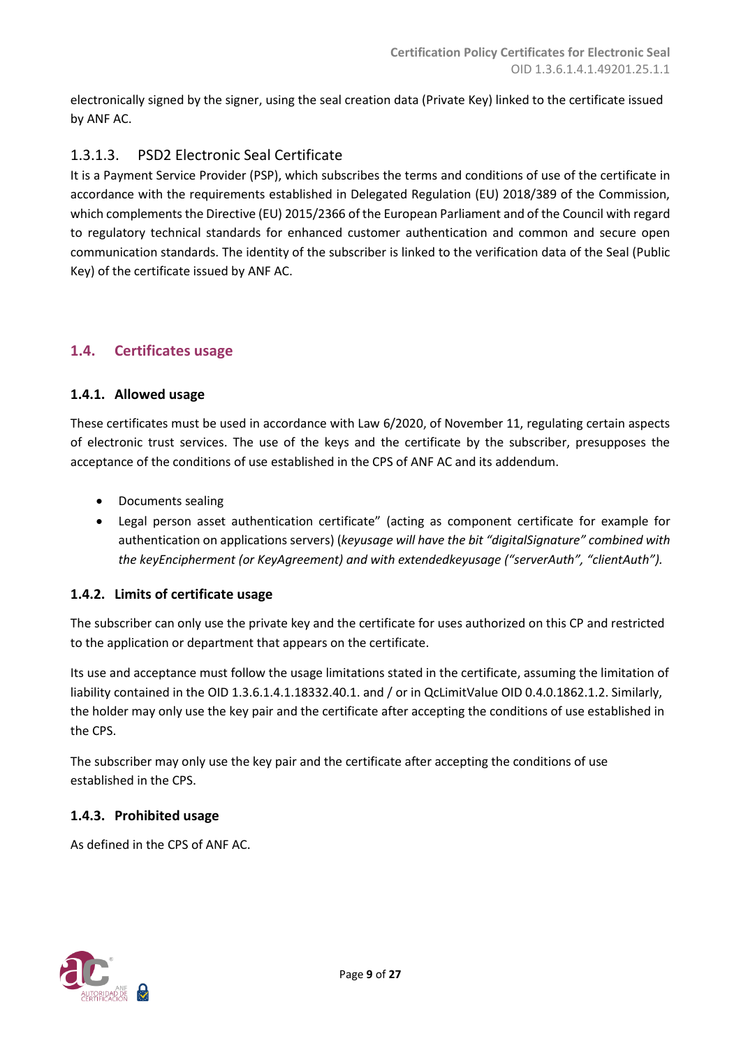electronically signed by the signer, using the seal creation data (Private Key) linked to the certificate issued by ANF AC.

#### 1.3.1.3. PSD2 Electronic Seal Certificate

It is a Payment Service Provider (PSP), which subscribes the terms and conditions of use of the certificate in accordance with the requirements established in Delegated Regulation (EU) 2018/389 of the Commission, which complements the Directive (EU) 2015/2366 of the European Parliament and of the Council with regard to regulatory technical standards for enhanced customer authentication and common and secure open communication standards. The identity of the subscriber is linked to the verification data of the Seal (Public Key) of the certificate issued by ANF AC.

## 1.4. Certificates usage

### 1.4.1. Allowed usage

These certificates must be used in accordance with Law 6/2020, of November 11, regulating certain aspects of electronic trust services. The use of the keys and the certificate by the subscriber, presupposes the acceptance of the conditions of use established in the CPS of ANF AC and its addendum.

- Documents sealing
- Legal person asset authentication certificate" (acting as component certificate for example for authentication on applications servers) (*keyusage will have the bit "digitalSignature" combined with the keyEncipherment (or KeyAgreement) and with extendedkeyusage ("serverAuth", "clientAuth").*

### 1.4.2. Limits of certificate usage

The subscriber can only use the private key and the certificate for uses authorized on this CP and restricted to the application or department that appears on the certificate.

Its use and acceptance must follow the usage limitations stated in the certificate, assuming the limitation of liability contained in the OID 1.3.6.1.4.1.18332.40.1. and / or in QcLimitValue OID 0.4.0.1862.1.2. Similarly, the holder may only use the key pair and the certificate after accepting the conditions of use established in the CPS.

The subscriber may only use the key pair and the certificate after accepting the conditions of use established in the CPS.

### 1.4.3. Prohibited usage

As defined in the CPS of ANF AC.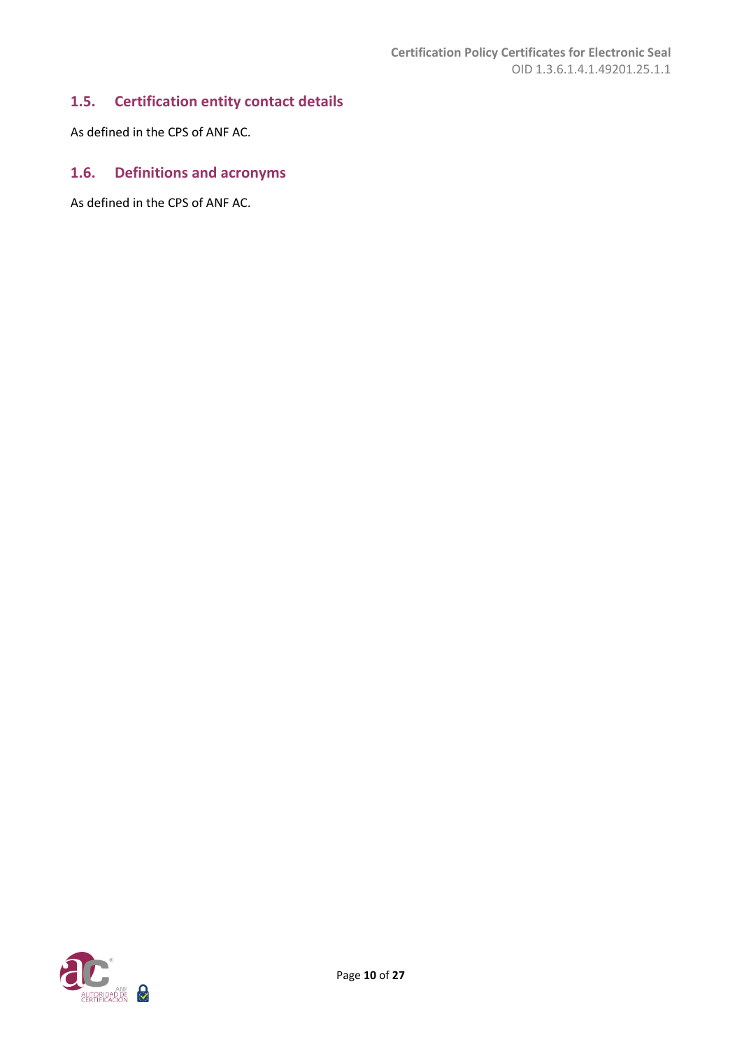## 1.5. Certification entity contact details

As defined in the CPS of ANF AC.

## 1.6. Definitions and acronyms

As defined in the CPS of ANF AC.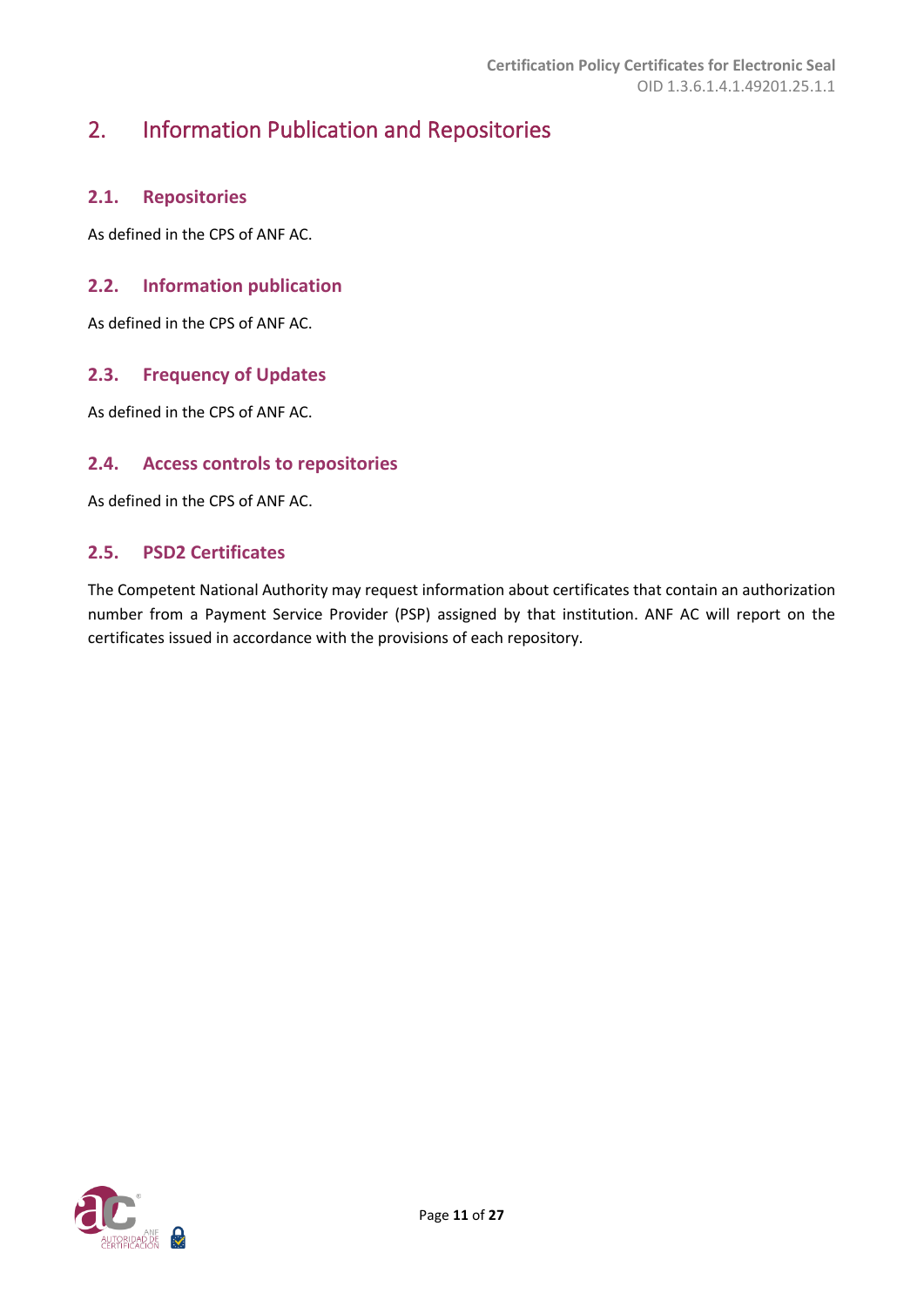# 2. Information Publication and Repositories

## 2.1. Repositories

As defined in the CPS of ANF AC.

## 2.2. Information publication

As defined in the CPS of ANF AC.

## 2.3. Frequency of Updates

As defined in the CPS of ANF AC.

## 2.4. Access controls to repositories

As defined in the CPS of ANF AC.

## 2.5. PSD2 Certificates

The Competent National Authority may request information about certificates that contain an authorization number from a Payment Service Provider (PSP) assigned by that institution. ANF AC will report on the certificates issued in accordance with the provisions of each repository.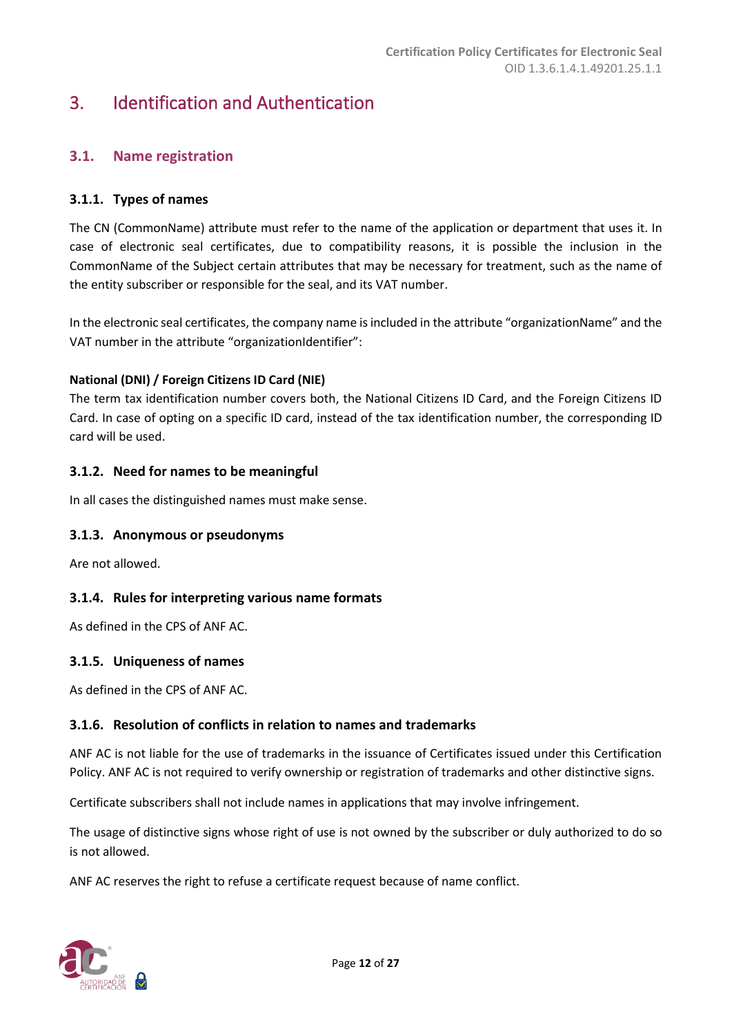# 3. Identification and Authentication

## 3.1. Name registration

### 3.1.1. Types of names

The CN (CommonName) attribute must refer to the name of the application or department that uses it. In case of electronic seal certificates, due to compatibility reasons, it is possible the inclusion in the CommonName of the Subject certain attributes that may be necessary for treatment, such as the name of the entity subscriber or responsible for the seal, and its VAT number.

In the electronic seal certificates, the company name is included in the attribute “organizationName” and the VAT number in the attribute “organizationIdentifier”:

**National (DNI) / Foreign Citizens ID Card (NIE)**

The term tax identification number covers both, the National Citizens ID Card, and the Foreign Citizens ID Card. In case of opting on a specific ID card, instead of the tax identification number, the corresponding ID card will be used.

### 3.1.2. Need for names to be meaningful

In all cases the distinguished names must make sense.

### 3.1.3. Anonymous or pseudonyms

Are not allowed.

### 3.1.4. Rules for interpreting various name formats

As defined in the CPS of ANF AC.

### 3.1.5. Uniqueness of names

As defined in the CPS of ANF AC.

### 3.1.6. Resolution of conflicts in relation to names and trademarks

ANF AC is not liable for the use of trademarks in the issuance of Certificates issued under this Certification Policy. ANF AC is not required to verify ownership or registration of trademarks and other distinctive signs.

Certificate subscribers shall not include names in applications that may involve infringement.

The usage of distinctive signs whose right of use is not owned by the subscriber or duly authorized to do so is not allowed.

ANF AC reserves the right to refuse a certificate request because of name conflict.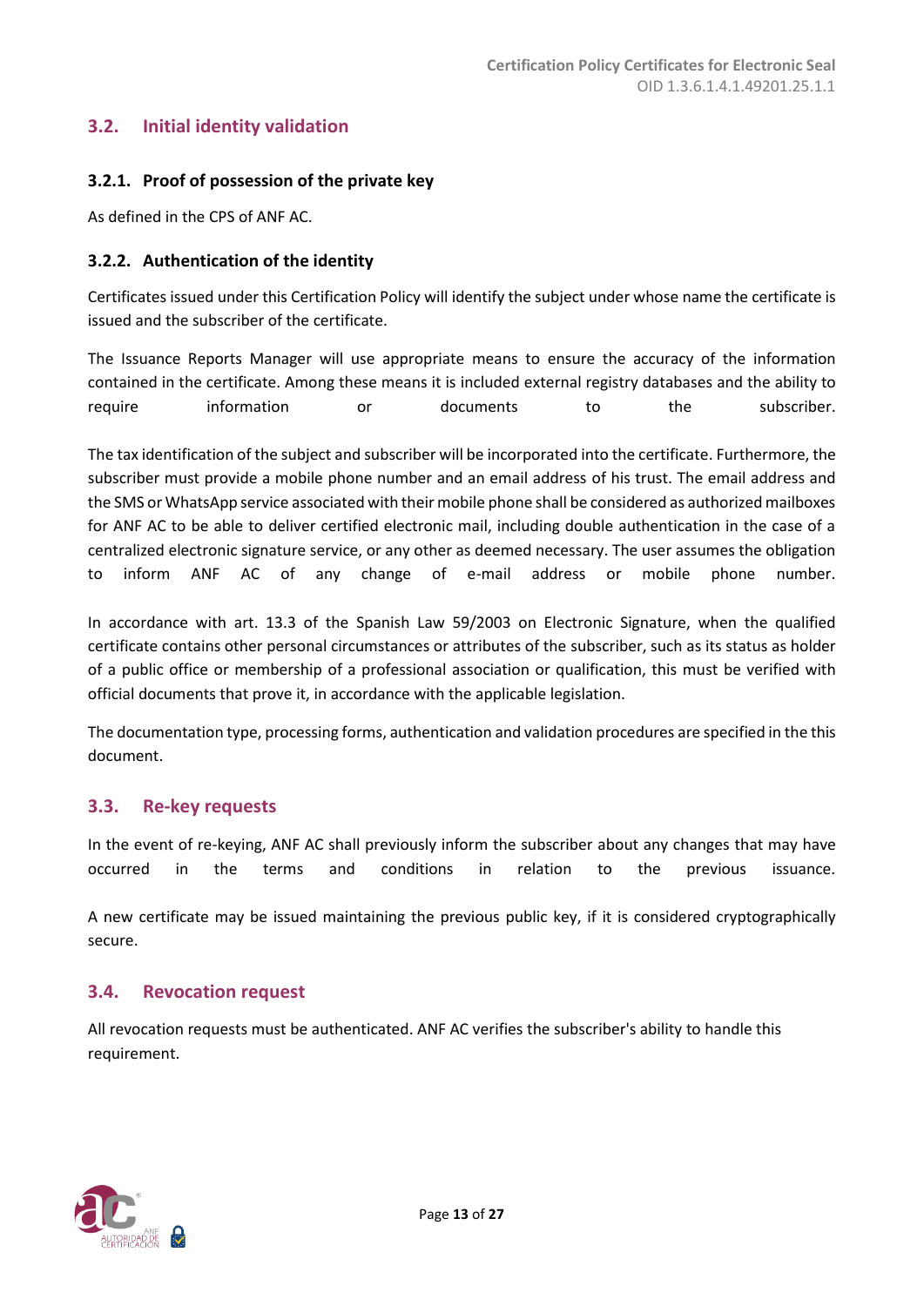## 3.2. Initial identity validation

### 3.2.1. Proof of possession of the private key

As defined in the CPS of ANF AC.

### 3.2.2. Authentication of the identity

Certificates issued under this Certification Policy will identify the subject under whose name the certificate is issued and the subscriber of the certificate.

The Issuance Reports Manager will use appropriate means to ensure the accuracy of the information contained in the certificate. Among these means it is included external registry databases and the ability to require information or documents to the subscriber.

The tax identification of the subject and subscriber will be incorporated into the certificate. Furthermore, the subscriber must provide a mobile phone number and an email address of his trust. The email address and the SMS or WhatsApp service associated with their mobile phone shall be considered as authorized mailboxes for ANF AC to be able to deliver certified electronic mail, including double authentication in the case of a centralized electronic signature service, or any other as deemed necessary. The user assumes the obligation to inform ANF AC of any change of e-mail address or mobile phone number.

In accordance with art. 13.3 of the Spanish Law 59/2003 on Electronic Signature, when the qualified certificate contains other personal circumstances or attributes of the subscriber, such as its status as holder of a public office or membership of a professional association or qualification, this must be verified with official documents that prove it, in accordance with the applicable legislation.

The documentation type, processing forms, authentication and validation procedures are specified in the this document.

## 3.3. Re-key requests

In the event of re-keying, ANF AC shall previously inform the subscriber about any changes that may have occurred in the terms and conditions in relation to the previous issuance.

A new certificate may be issued maintaining the previous public key, if it is considered cryptographically secure.

## 3.4. Revocation request

All revocation requests must be authenticated. ANF AC verifies the subscriber's ability to handle this requirement.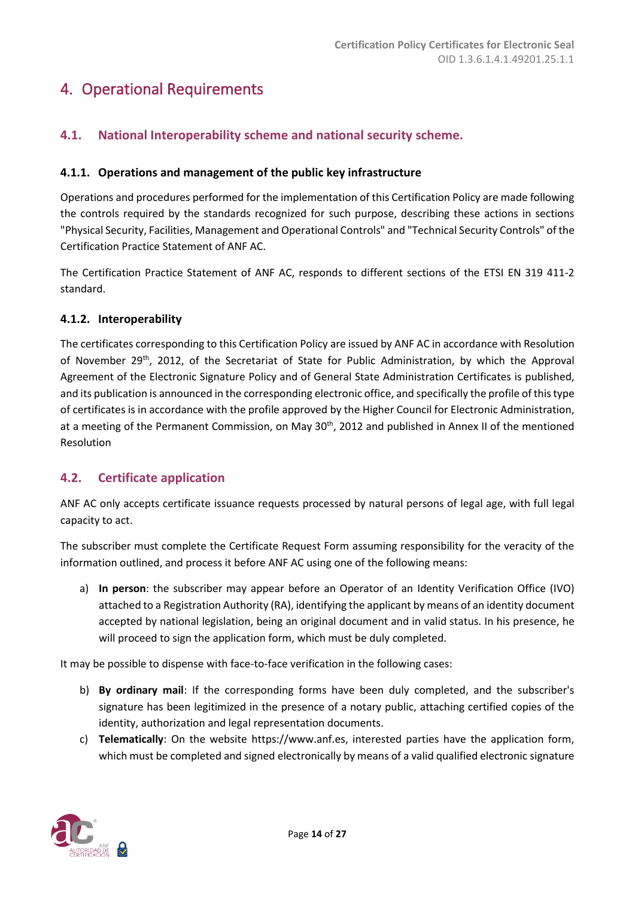# 4. Operational Requirements

## 4.1. National Interoperability scheme and national security scheme.

### 4.1.1. Operations and management of the public key infrastructure

Operations and procedures performed for the implementation of this Certification Policy are made following the controls required by the standards recognized for such purpose, describing these actions in sections "Physical Security, Facilities, Management and Operational Controls" and "Technical Security Controls" of the Certification Practice Statement of ANF AC.

The Certification Practice Statement of ANF AC, responds to different sections of the ETSI EN 319 411-2 standard.

### 4.1.2. Interoperability

The certificates corresponding to this Certification Policy are issued by ANF AC in accordance with Resolution of November 29th, 2012, of the Secretariat of State for Public Administration, by which the Approval Agreement of the Electronic Signature Policy and of General State Administration Certificates is published, and its publication is announced in the corresponding electronic office, and specifically the profile of this type of certificates is in accordance with the profile approved by the Higher Council for Electronic Administration, at a meeting of the Permanent Commission, on May 30th, 2012 and published in Annex II of the mentioned Resolution

## 4.2. Certificate application

ANF AC only accepts certificate issuance requests processed by natural persons of legal age, with full legal capacity to act.

The subscriber must complete the Certificate Request Form assuming responsibility for the veracity of the information outlined, and process it before ANF AC using one of the following means:

a) **In person**: the subscriber may appear before an Operator of an Identity Verification Office (IVO) attached to a Registration Authority (RA), identifying the applicant by means of an identity document accepted by national legislation, being an original document and in valid status. In his presence, he will proceed to sign the application form, which must be duly completed.

It may be possible to dispense with face-to-face verification in the following cases:

b) **By ordinary mail**: If the corresponding forms have been duly completed, and the subscriber's signature has been legitimized in the presence of a notary public, attaching certified copies of the identity, authorization and legal representation documents.

c) **Telematically**: On the website https://www.anf.es, interested parties have the application form, which must be completed and signed electronically by means of a valid qualified electronic signature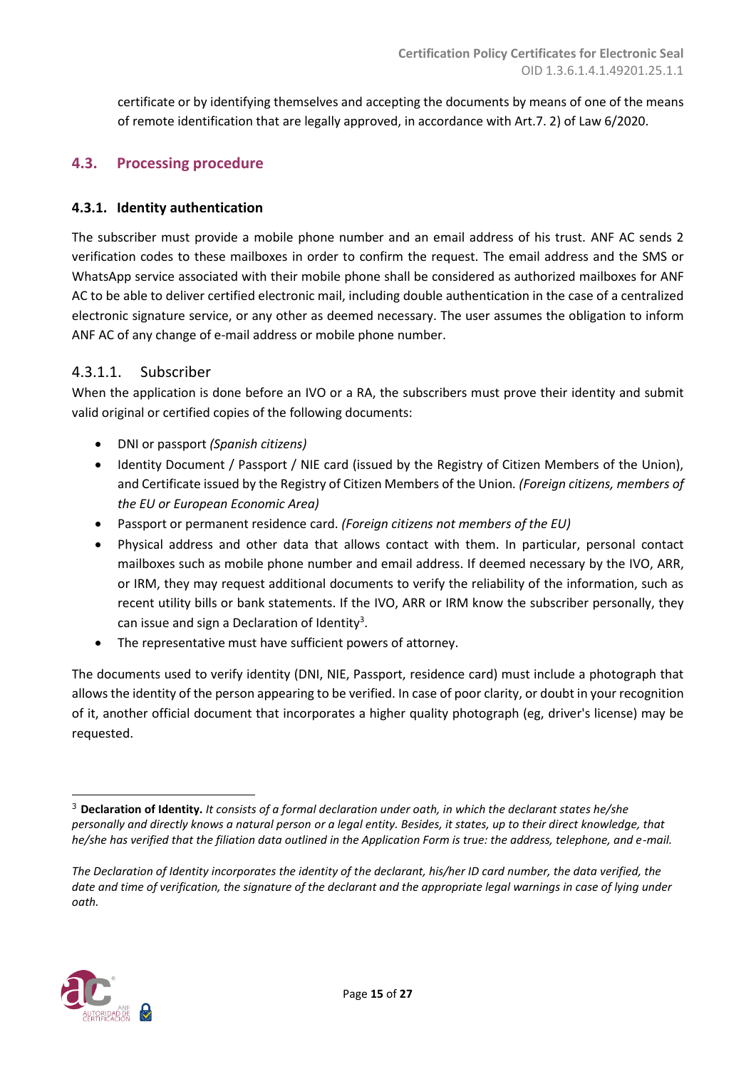certificate or by identifying themselves and accepting the documents by means of one of the means of remote identification that are legally approved, in accordance with Art.7. 2) of Law 6/2020.

## 4.3. Processing procedure

### 4.3.1. Identity authentication

The subscriber must provide a mobile phone number and an email address of his trust. ANF AC sends 2 verification codes to these mailboxes in order to confirm the request. The email address and the SMS or WhatsApp service associated with their mobile phone shall be considered as authorized mailboxes for ANF AC to be able to deliver certified electronic mail, including double authentication in the case of a centralized electronic signature service, or any other as deemed necessary. The user assumes the obligation to inform ANF AC of any change of e-mail address or mobile phone number.

#### 4.3.1.1. Subscriber

When the application is done before an IVO or a RA, the subscribers must prove their identity and submit valid original or certified copies of the following documents:

- DNI or passport *(Spanish citizens)*
- Identity Document / Passport / NIE card (issued by the Registry of Citizen Members of the Union), and Certificate issued by the Registry of Citizen Members of the Union. *(Foreign citizens, members of the EU or European Economic Area)*
- Passport or permanent residence card. *(Foreign citizens not members of the EU)*
- Physical address and other data that allows contact with them. In particular, personal contact mailboxes such as mobile phone number and email address. If deemed necessary by the IVO, ARR, or IRM, they may request additional documents to verify the reliability of the information, such as recent utility bills or bank statements. If the IVO, ARR or IRM know the subscriber personally, they can issue and sign a Declaration of Identity[3].
- The representative must have sufficient powers of attorney.

The documents used to verify identity (DNI, NIE, Passport, residence card) must include a photograph that allows the identity of the person appearing to be verified. In case of poor clarity, or doubt in your recognition of it, another official document that incorporates a higher quality photograph (eg, driver's license) may be requested.

---

[3] **Declaration of Identity.** *It consists of a formal declaration under oath, in which the declarant states he/she personally and directly knows a natural person or a legal entity. Besides, it states, up to their direct knowledge, that he/she has verified that the filiation data outlined in the Application Form is true: the address, telephone, and e-mail.*

*The Declaration of Identity incorporates the identity of the declarant, his/her ID card number, the data verified, the date and time of verification, the signature of the declarant and the appropriate legal warnings in case of lying under oath.*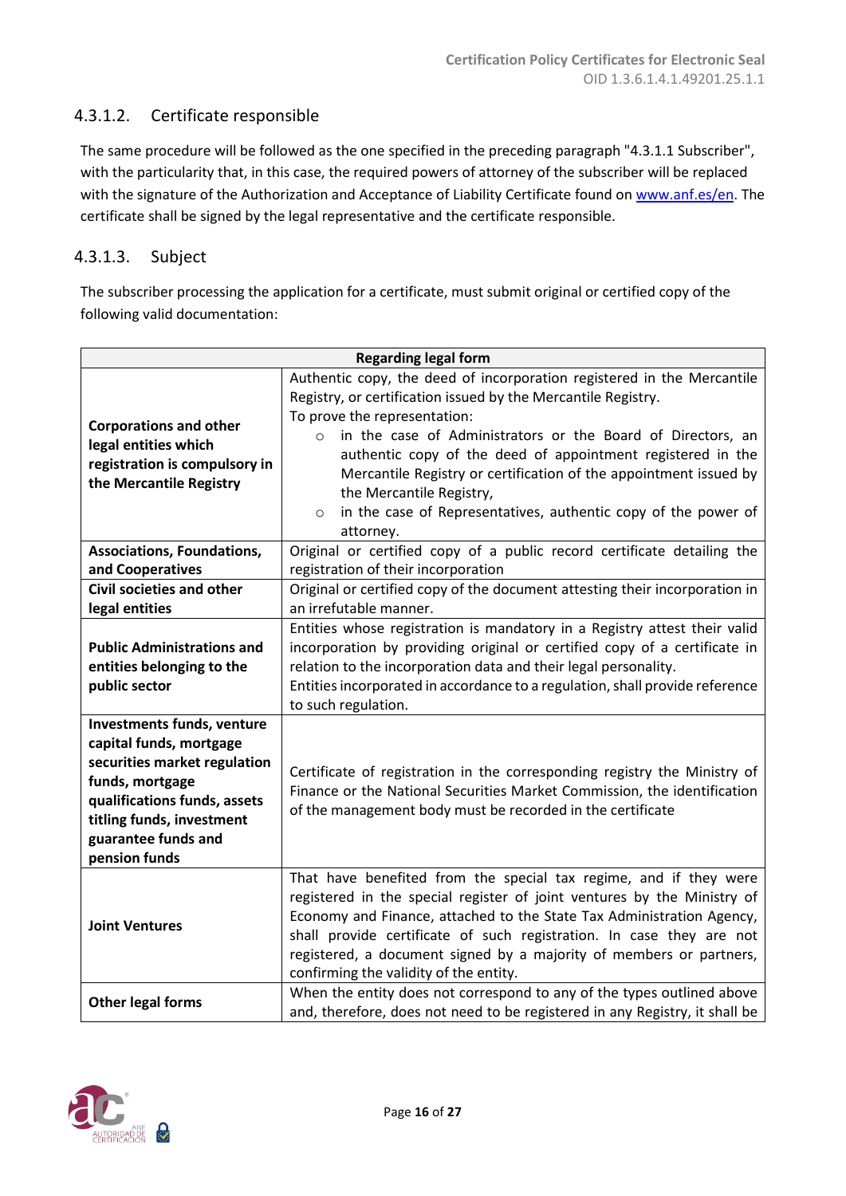### 4.3.1.2. Certificate responsible

The same procedure will be followed as the one specified in the preceding paragraph "4.3.1.1 Subscriber", with the particularity that, in this case, the required powers of attorney of the subscriber will be replaced with the signature of the Authorization and Acceptance of Liability Certificate found on www.anf.es/en. The certificate shall be signed by the legal representative and the certificate responsible.

### 4.3.1.3. Subject

The subscriber processing the application for a certificate, must submit original or certified copy of the following valid documentation:

| Regarding legal form | |
|---|---|
| **Corporations and other legal entities which registration is compulsory in the Mercantile Registry** | Authentic copy, the deed of incorporation registered in the Mercantile Registry, or certification issued by the Mercantile Registry.<br>To prove the representation:<br>○ in the case of Administrators or the Board of Directors, an authentic copy of the deed of appointment registered in the Mercantile Registry or certification of the appointment issued by the Mercantile Registry,<br>○ in the case of Representatives, authentic copy of the power of attorney. |
| **Associations, Foundations, and Cooperatives** | Original or certified copy of a public record certificate detailing the registration of their incorporation |
| **Civil societies and other legal entities** | Original or certified copy of the document attesting their incorporation in an irrefutable manner. |
| **Public Administrations and entities belonging to the public sector** | Entities whose registration is mandatory in a Registry attest their valid incorporation by providing original or certified copy of a certificate in relation to the incorporation data and their legal personality.<br>Entities incorporated in accordance to a regulation, shall provide reference to such regulation. |
| **Investments funds, venture capital funds, mortgage securities market regulation funds, mortgage qualifications funds, assets titling funds, investment guarantee funds and pension funds** | Certificate of registration in the corresponding registry the Ministry of Finance or the National Securities Market Commission, the identification of the management body must be recorded in the certificate |
| **Joint Ventures** | That have benefited from the special tax regime, and if they were registered in the special register of joint ventures by the Ministry of Economy and Finance, attached to the State Tax Administration Agency, shall provide certificate of such registration. In case they are not registered, a document signed by a majority of members or partners, confirming the validity of the entity. |
| **Other legal forms** | When the entity does not correspond to any of the types outlined above and, therefore, does not need to be registered in any Registry, it shall be |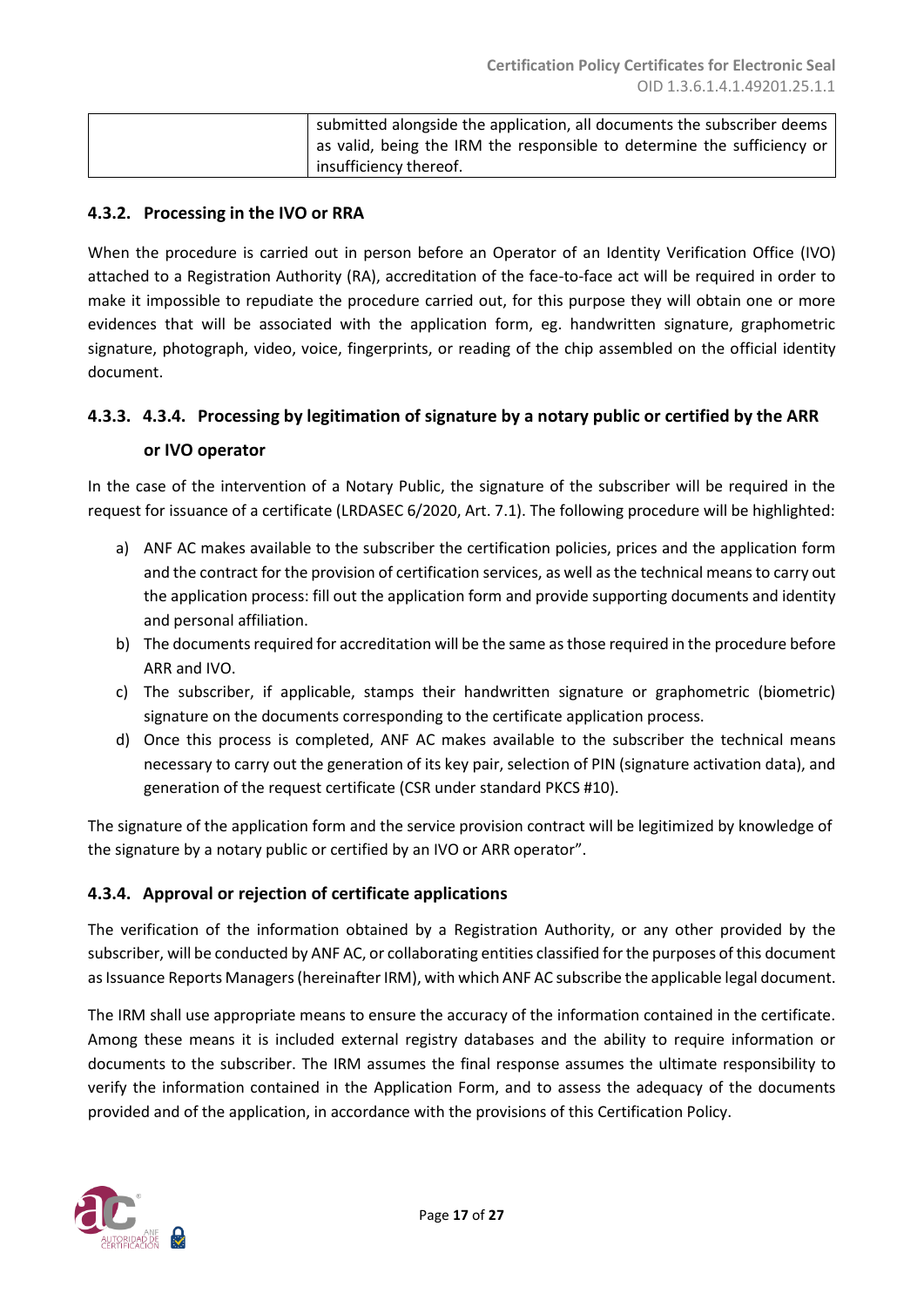|  | submitted alongside the application, all documents the subscriber deems as valid, being the IRM the responsible to determine the sufficiency or insufficiency thereof. |
|---|---|

### 4.3.2. Processing in the IVO or RRA

When the procedure is carried out in person before an Operator of an Identity Verification Office (IVO) attached to a Registration Authority (RA), accreditation of the face-to-face act will be required in order to make it impossible to repudiate the procedure carried out, for this purpose they will obtain one or more evidences that will be associated with the application form, eg. handwritten signature, graphometric signature, photograph, video, voice, fingerprints, or reading of the chip assembled on the official identity document.

### 4.3.3. 4.3.4. Processing by legitimation of signature by a notary public or certified by the ARR or IVO operator

In the case of the intervention of a Notary Public, the signature of the subscriber will be required in the request for issuance of a certificate (LRDASEC 6/2020, Art. 7.1). The following procedure will be highlighted:

a) ANF AC makes available to the subscriber the certification policies, prices and the application form and the contract for the provision of certification services, as well as the technical means to carry out the application process: fill out the application form and provide supporting documents and identity and personal affiliation.
b) The documents required for accreditation will be the same as those required in the procedure before ARR and IVO.
c) The subscriber, if applicable, stamps their handwritten signature or graphometric (biometric) signature on the documents corresponding to the certificate application process.
d) Once this process is completed, ANF AC makes available to the subscriber the technical means necessary to carry out the generation of its key pair, selection of PIN (signature activation data), and generation of the request certificate (CSR under standard PKCS #10).

The signature of the application form and the service provision contract will be legitimized by knowledge of the signature by a notary public or certified by an IVO or ARR operator".

### 4.3.4. Approval or rejection of certificate applications

The verification of the information obtained by a Registration Authority, or any other provided by the subscriber, will be conducted by ANF AC, or collaborating entities classified for the purposes of this document as Issuance Reports Managers (hereinafter IRM), with which ANF AC subscribe the applicable legal document.

The IRM shall use appropriate means to ensure the accuracy of the information contained in the certificate. Among these means it is included external registry databases and the ability to require information or documents to the subscriber. The IRM assumes the final response assumes the ultimate responsibility to verify the information contained in the Application Form, and to assess the adequacy of the documents provided and of the application, in accordance with the provisions of this Certification Policy.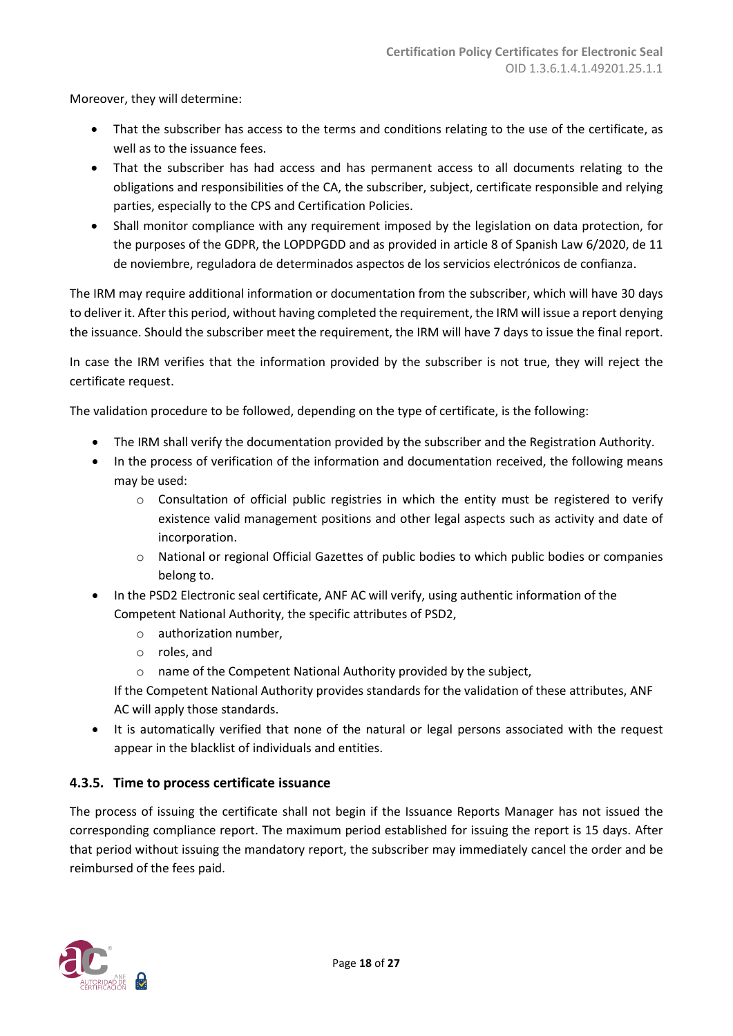Moreover, they will determine:

- That the subscriber has access to the terms and conditions relating to the use of the certificate, as well as to the issuance fees.
- That the subscriber has had access and has permanent access to all documents relating to the obligations and responsibilities of the CA, the subscriber, subject, certificate responsible and relying parties, especially to the CPS and Certification Policies.
- Shall monitor compliance with any requirement imposed by the legislation on data protection, for the purposes of the GDPR, the LOPDPGDD and as provided in article 8 of Spanish Law 6/2020, de 11 de noviembre, reguladora de determinados aspectos de los servicios electrónicos de confianza.

The IRM may require additional information or documentation from the subscriber, which will have 30 days to deliver it. After this period, without having completed the requirement, the IRM will issue a report denying the issuance. Should the subscriber meet the requirement, the IRM will have 7 days to issue the final report.

In case the IRM verifies that the information provided by the subscriber is not true, they will reject the certificate request.

The validation procedure to be followed, depending on the type of certificate, is the following:

- The IRM shall verify the documentation provided by the subscriber and the Registration Authority.
- In the process of verification of the information and documentation received, the following means may be used:
  - Consultation of official public registries in which the entity must be registered to verify existence valid management positions and other legal aspects such as activity and date of incorporation.
  - National or regional Official Gazettes of public bodies to which public bodies or companies belong to.
- In the PSD2 Electronic seal certificate, ANF AC will verify, using authentic information of the Competent National Authority, the specific attributes of PSD2,
  - authorization number,
  - roles, and
  - name of the Competent National Authority provided by the subject,

  If the Competent National Authority provides standards for the validation of these attributes, ANF AC will apply those standards.
- It is automatically verified that none of the natural or legal persons associated with the request appear in the blacklist of individuals and entities.

### 4.3.5. Time to process certificate issuance

The process of issuing the certificate shall not begin if the Issuance Reports Manager has not issued the corresponding compliance report. The maximum period established for issuing the report is 15 days. After that period without issuing the mandatory report, the subscriber may immediately cancel the order and be reimbursed of the fees paid.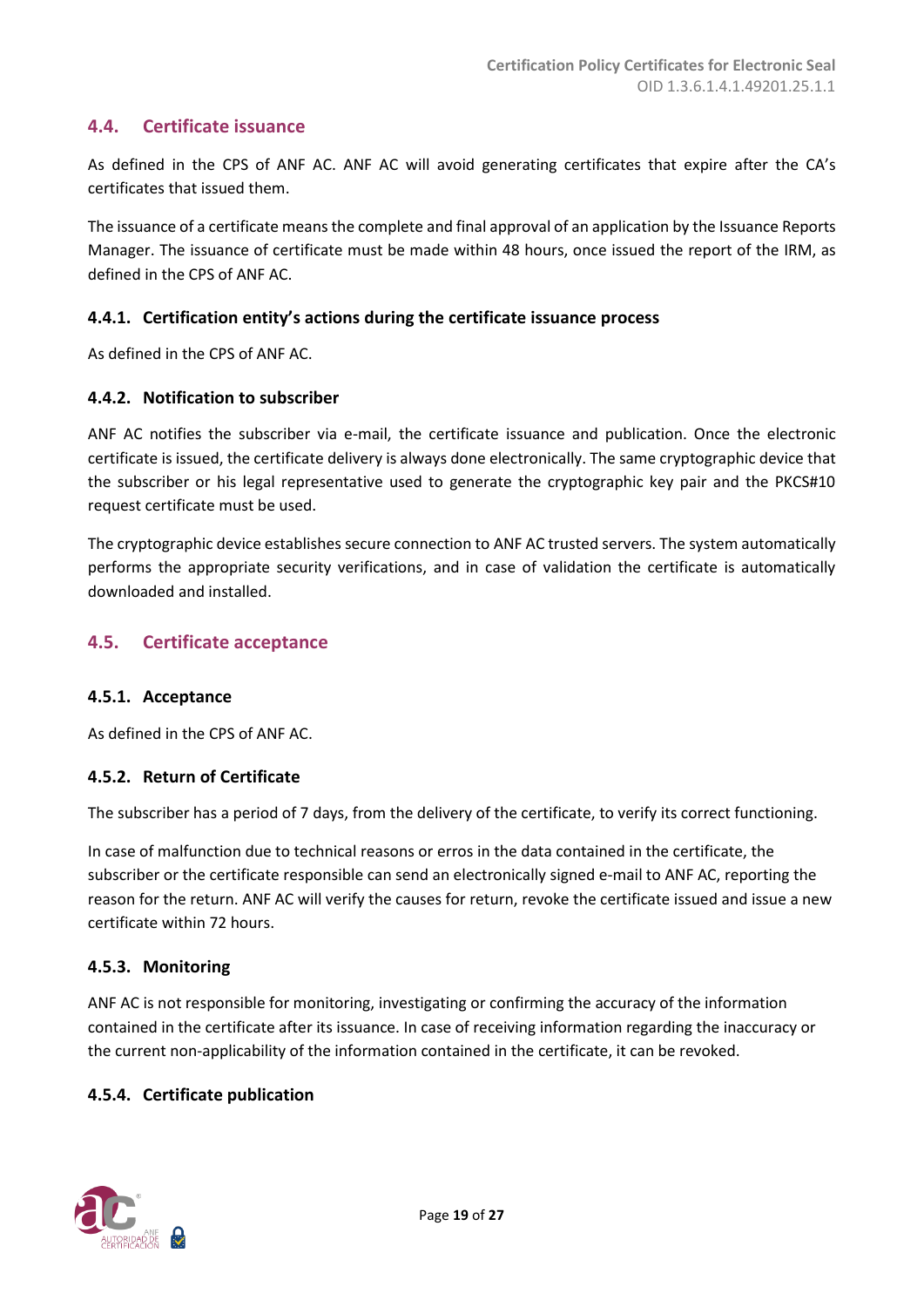## 4.4. Certificate issuance

As defined in the CPS of ANF AC. ANF AC will avoid generating certificates that expire after the CA's certificates that issued them.

The issuance of a certificate means the complete and final approval of an application by the Issuance Reports Manager. The issuance of certificate must be made within 48 hours, once issued the report of the IRM, as defined in the CPS of ANF AC.

### 4.4.1. Certification entity's actions during the certificate issuance process

As defined in the CPS of ANF AC.

### 4.4.2. Notification to subscriber

ANF AC notifies the subscriber via e-mail, the certificate issuance and publication. Once the electronic certificate is issued, the certificate delivery is always done electronically. The same cryptographic device that the subscriber or his legal representative used to generate the cryptographic key pair and the PKCS#10 request certificate must be used.

The cryptographic device establishes secure connection to ANF AC trusted servers. The system automatically performs the appropriate security verifications, and in case of validation the certificate is automatically downloaded and installed.

## 4.5. Certificate acceptance

### 4.5.1. Acceptance

As defined in the CPS of ANF AC.

### 4.5.2. Return of Certificate

The subscriber has a period of 7 days, from the delivery of the certificate, to verify its correct functioning.

In case of malfunction due to technical reasons or erros in the data contained in the certificate, the subscriber or the certificate responsible can send an electronically signed e-mail to ANF AC, reporting the reason for the return. ANF AC will verify the causes for return, revoke the certificate issued and issue a new certificate within 72 hours.

### 4.5.3. Monitoring

ANF AC is not responsible for monitoring, investigating or confirming the accuracy of the information contained in the certificate after its issuance. In case of receiving information regarding the inaccuracy or the current non-applicability of the information contained in the certificate, it can be revoked.

### 4.5.4. Certificate publication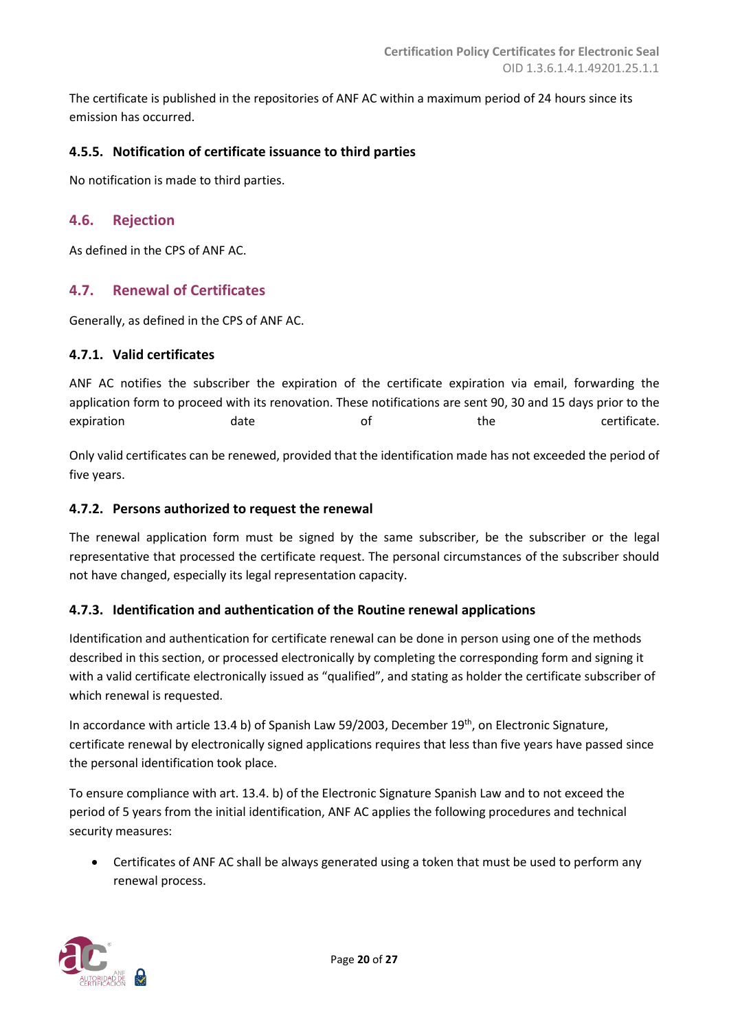The certificate is published in the repositories of ANF AC within a maximum period of 24 hours since its emission has occurred.

### 4.5.5. Notification of certificate issuance to third parties

No notification is made to third parties.

## 4.6. Rejection

As defined in the CPS of ANF AC.

## 4.7. Renewal of Certificates

Generally, as defined in the CPS of ANF AC.

### 4.7.1. Valid certificates

ANF AC notifies the subscriber the expiration of the certificate expiration via email, forwarding the application form to proceed with its renovation. These notifications are sent 90, 30 and 15 days prior to the expiration date of the certificate.

Only valid certificates can be renewed, provided that the identification made has not exceeded the period of five years.

### 4.7.2. Persons authorized to request the renewal

The renewal application form must be signed by the same subscriber, be the subscriber or the legal representative that processed the certificate request. The personal circumstances of the subscriber should not have changed, especially its legal representation capacity.

### 4.7.3. Identification and authentication of the Routine renewal applications

Identification and authentication for certificate renewal can be done in person using one of the methods described in this section, or processed electronically by completing the corresponding form and signing it with a valid certificate electronically issued as "qualified", and stating as holder the certificate subscriber of which renewal is requested.

In accordance with article 13.4 b) of Spanish Law 59/2003, December 19th, on Electronic Signature, certificate renewal by electronically signed applications requires that less than five years have passed since the personal identification took place.

To ensure compliance with art. 13.4. b) of the Electronic Signature Spanish Law and to not exceed the period of 5 years from the initial identification, ANF AC applies the following procedures and technical security measures:

- Certificates of ANF AC shall be always generated using a token that must be used to perform any renewal process.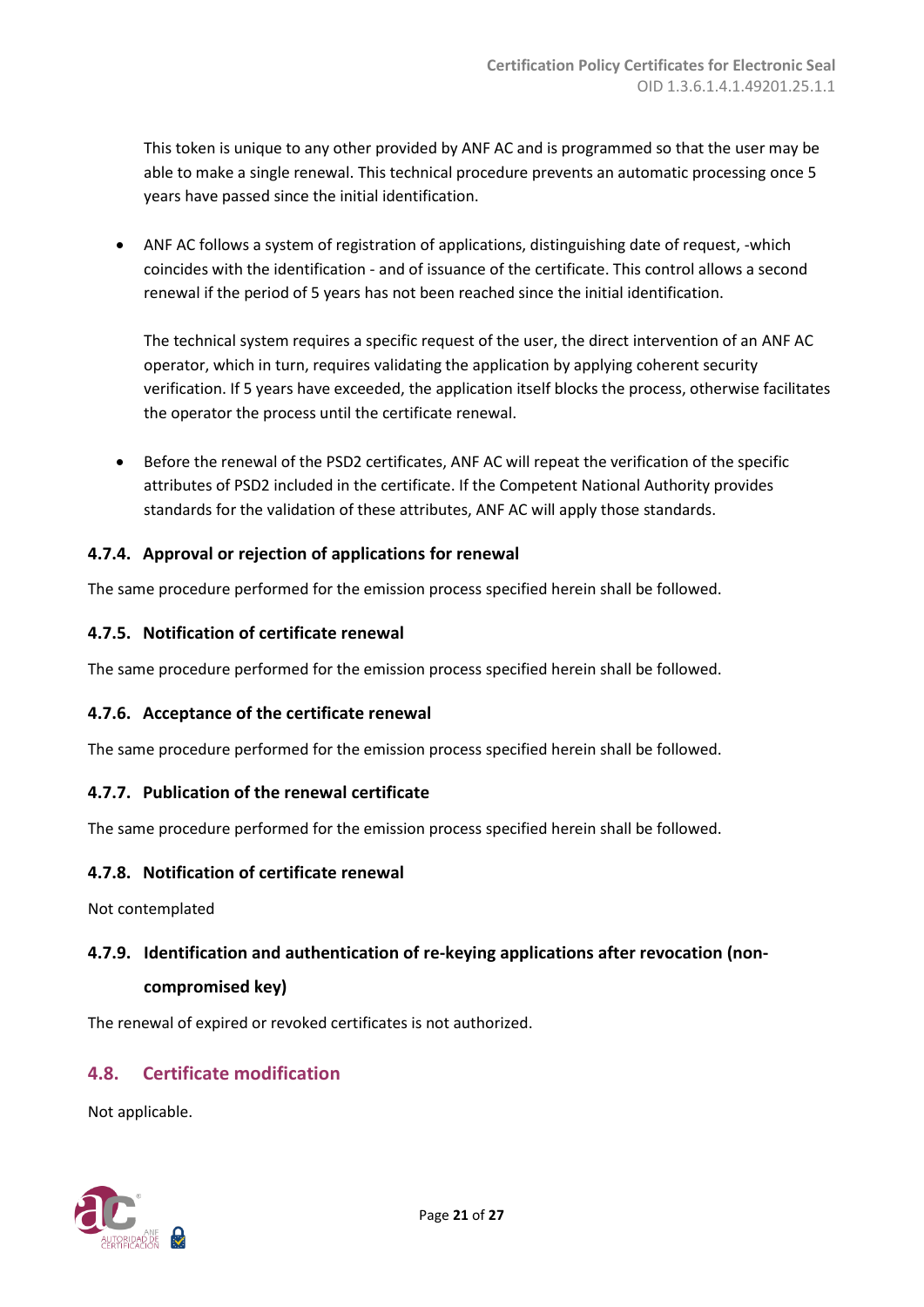This token is unique to any other provided by ANF AC and is programmed so that the user may be able to make a single renewal. This technical procedure prevents an automatic processing once 5 years have passed since the initial identification.

- ANF AC follows a system of registration of applications, distinguishing date of request, -which coincides with the identification - and of issuance of the certificate. This control allows a second renewal if the period of 5 years has not been reached since the initial identification.

  The technical system requires a specific request of the user, the direct intervention of an ANF AC operator, which in turn, requires validating the application by applying coherent security verification. If 5 years have exceeded, the application itself blocks the process, otherwise facilitates the operator the process until the certificate renewal.

- Before the renewal of the PSD2 certificates, ANF AC will repeat the verification of the specific attributes of PSD2 included in the certificate. If the Competent National Authority provides standards for the validation of these attributes, ANF AC will apply those standards.

### 4.7.4. Approval or rejection of applications for renewal

The same procedure performed for the emission process specified herein shall be followed.

### 4.7.5. Notification of certificate renewal

The same procedure performed for the emission process specified herein shall be followed.

### 4.7.6. Acceptance of the certificate renewal

The same procedure performed for the emission process specified herein shall be followed.

### 4.7.7. Publication of the renewal certificate

The same procedure performed for the emission process specified herein shall be followed.

### 4.7.8. Notification of certificate renewal

Not contemplated

### 4.7.9. Identification and authentication of re-keying applications after revocation (non-compromised key)

The renewal of expired or revoked certificates is not authorized.

## 4.8. Certificate modification

Not applicable.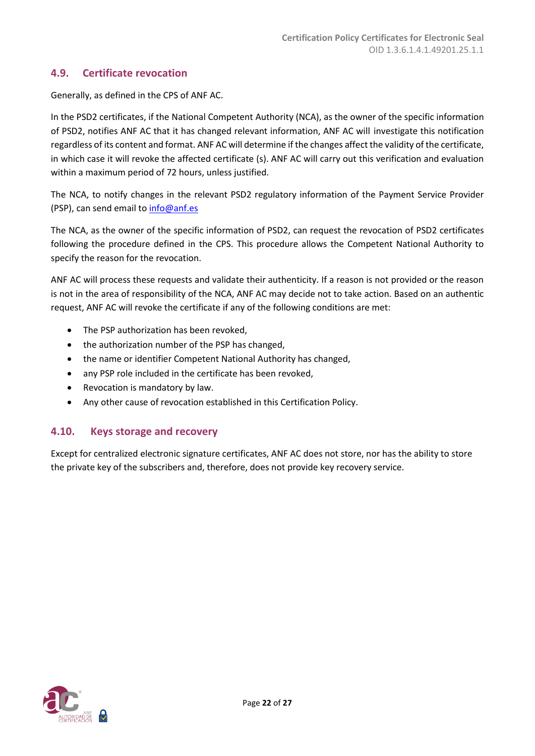## 4.9. Certificate revocation

Generally, as defined in the CPS of ANF AC.

In the PSD2 certificates, if the National Competent Authority (NCA), as the owner of the specific information of PSD2, notifies ANF AC that it has changed relevant information, ANF AC will investigate this notification regardless of its content and format. ANF AC will determine if the changes affect the validity of the certificate, in which case it will revoke the affected certificate (s). ANF AC will carry out this verification and evaluation within a maximum period of 72 hours, unless justified.

The NCA, to notify changes in the relevant PSD2 regulatory information of the Payment Service Provider (PSP), can send email to info@anf.es

The NCA, as the owner of the specific information of PSD2, can request the revocation of PSD2 certificates following the procedure defined in the CPS. This procedure allows the Competent National Authority to specify the reason for the revocation.

ANF AC will process these requests and validate their authenticity. If a reason is not provided or the reason is not in the area of responsibility of the NCA, ANF AC may decide not to take action. Based on an authentic request, ANF AC will revoke the certificate if any of the following conditions are met:

- The PSP authorization has been revoked,
- the authorization number of the PSP has changed,
- the name or identifier Competent National Authority has changed,
- any PSP role included in the certificate has been revoked,
- Revocation is mandatory by law.
- Any other cause of revocation established in this Certification Policy.

## 4.10. Keys storage and recovery

Except for centralized electronic signature certificates, ANF AC does not store, nor has the ability to store the private key of the subscribers and, therefore, does not provide key recovery service.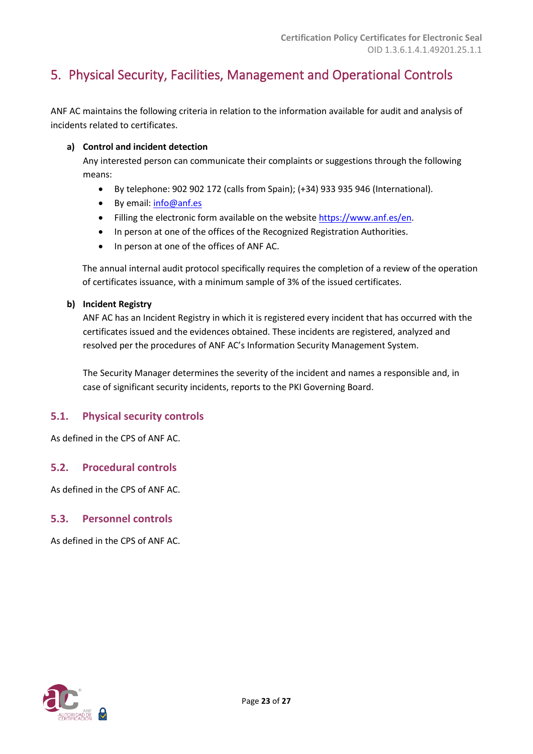# 5. Physical Security, Facilities, Management and Operational Controls

ANF AC maintains the following criteria in relation to the information available for audit and analysis of incidents related to certificates.

**a) Control and incident detection**

Any interested person can communicate their complaints or suggestions through the following means:

- By telephone: 902 902 172 (calls from Spain); (+34) 933 935 946 (International).
- By email: info@anf.es
- Filling the electronic form available on the website https://www.anf.es/en.
- In person at one of the offices of the Recognized Registration Authorities.
- In person at one of the offices of ANF AC.

The annual internal audit protocol specifically requires the completion of a review of the operation of certificates issuance, with a minimum sample of 3% of the issued certificates.

**b) Incident Registry**

ANF AC has an Incident Registry in which it is registered every incident that has occurred with the certificates issued and the evidences obtained. These incidents are registered, analyzed and resolved per the procedures of ANF AC's Information Security Management System.

The Security Manager determines the severity of the incident and names a responsible and, in case of significant security incidents, reports to the PKI Governing Board.

## 5.1. Physical security controls

As defined in the CPS of ANF AC.

## 5.2. Procedural controls

As defined in the CPS of ANF AC.

## 5.3. Personnel controls

As defined in the CPS of ANF AC.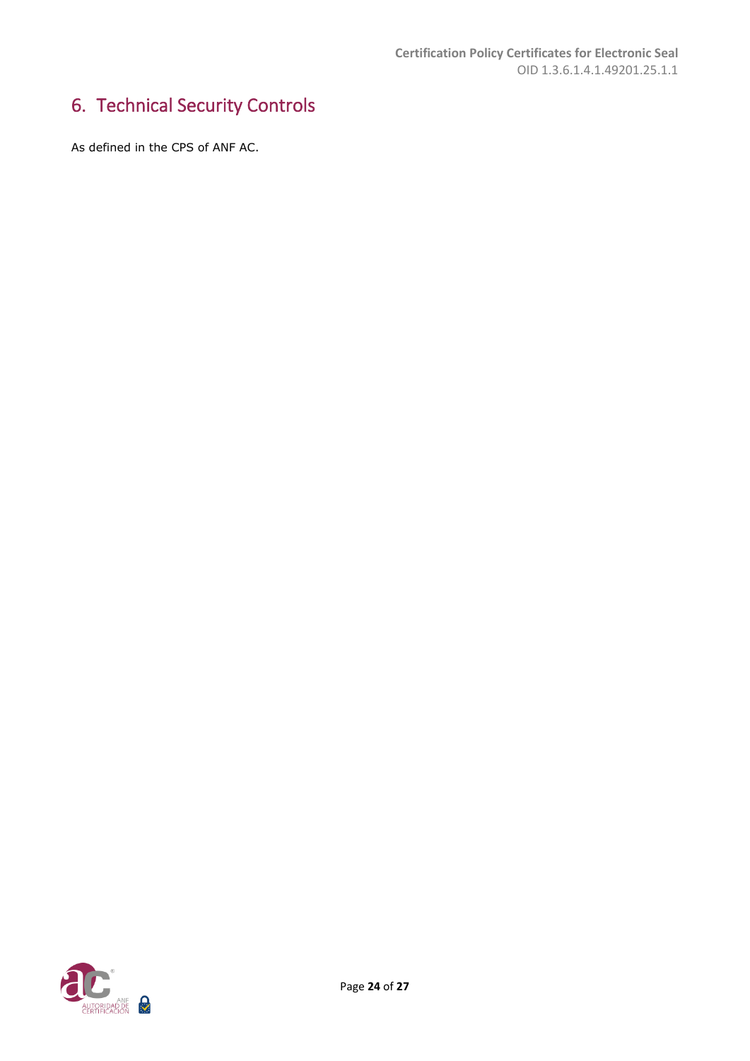# 6. Technical Security Controls

As defined in the CPS of ANF AC.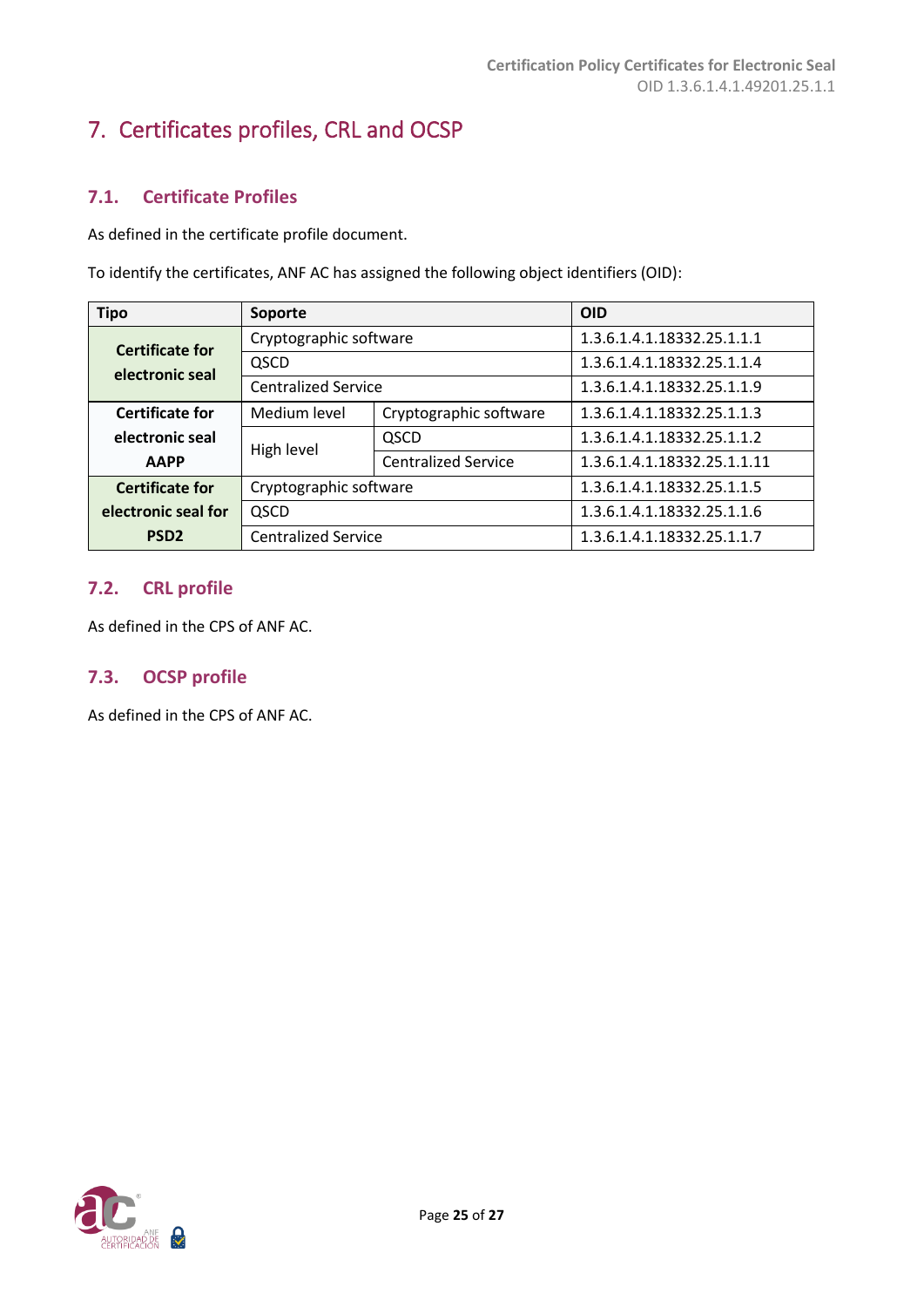# 7. Certificates profiles, CRL and OCSP

## 7.1. Certificate Profiles

As defined in the certificate profile document.

To identify the certificates, ANF AC has assigned the following object identifiers (OID):

| Tipo | Soporte | | OID |
|---|---|---|---|
| **Certificate for electronic seal** | Cryptographic software | | 1.3.6.1.4.1.18332.25.1.1.1 |
| | QSCD | | 1.3.6.1.4.1.18332.25.1.1.4 |
| | Centralized Service | | 1.3.6.1.4.1.18332.25.1.1.9 |
| **Certificate for electronic seal AAPP** | Medium level | Cryptographic software | 1.3.6.1.4.1.18332.25.1.1.3 |
| | High level | QSCD | 1.3.6.1.4.1.18332.25.1.1.2 |
| | | Centralized Service | 1.3.6.1.4.1.18332.25.1.1.11 |
| **Certificate for electronic seal for PSD2** | Cryptographic software | | 1.3.6.1.4.1.18332.25.1.1.5 |
| | QSCD | | 1.3.6.1.4.1.18332.25.1.1.6 |
| | Centralized Service | | 1.3.6.1.4.1.18332.25.1.1.7 |

## 7.2. CRL profile

As defined in the CPS of ANF AC.

## 7.3. OCSP profile

As defined in the CPS of ANF AC.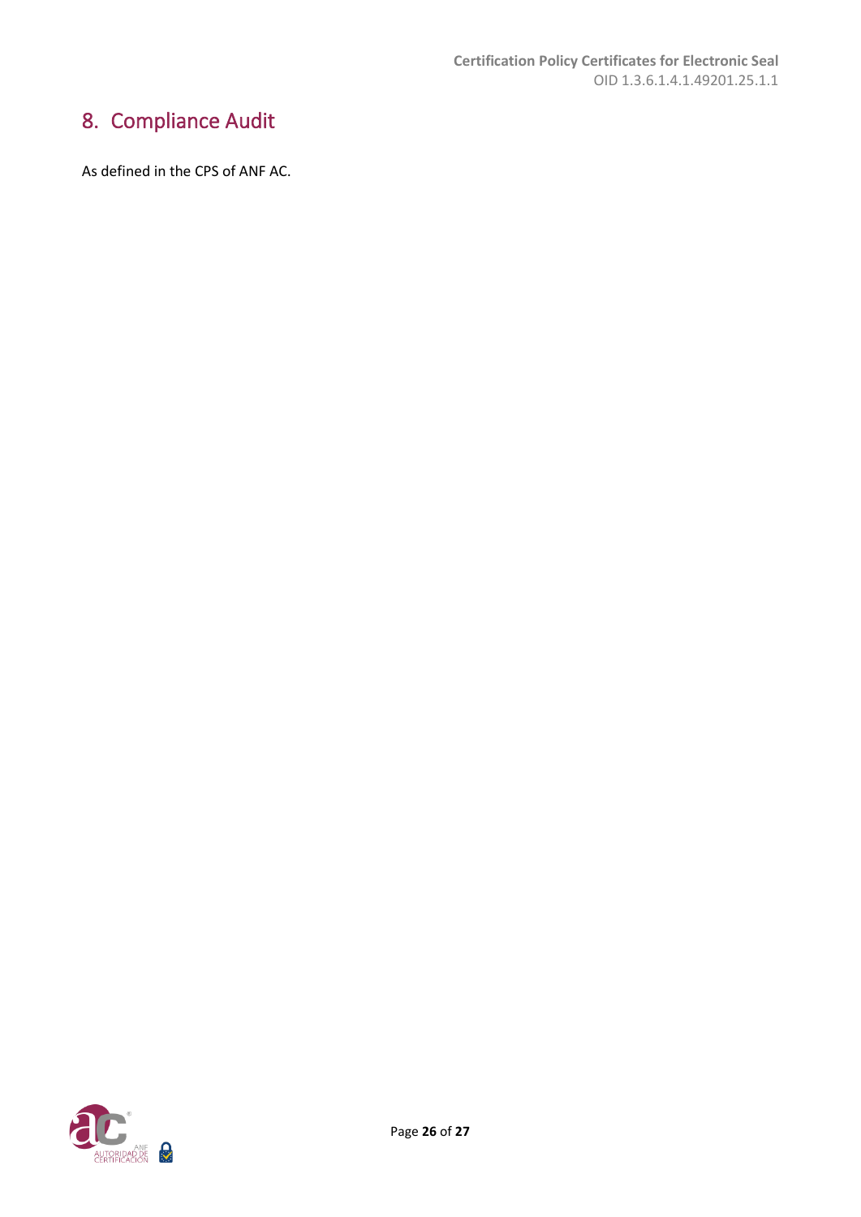# 8. Compliance Audit

As defined in the CPS of ANF AC.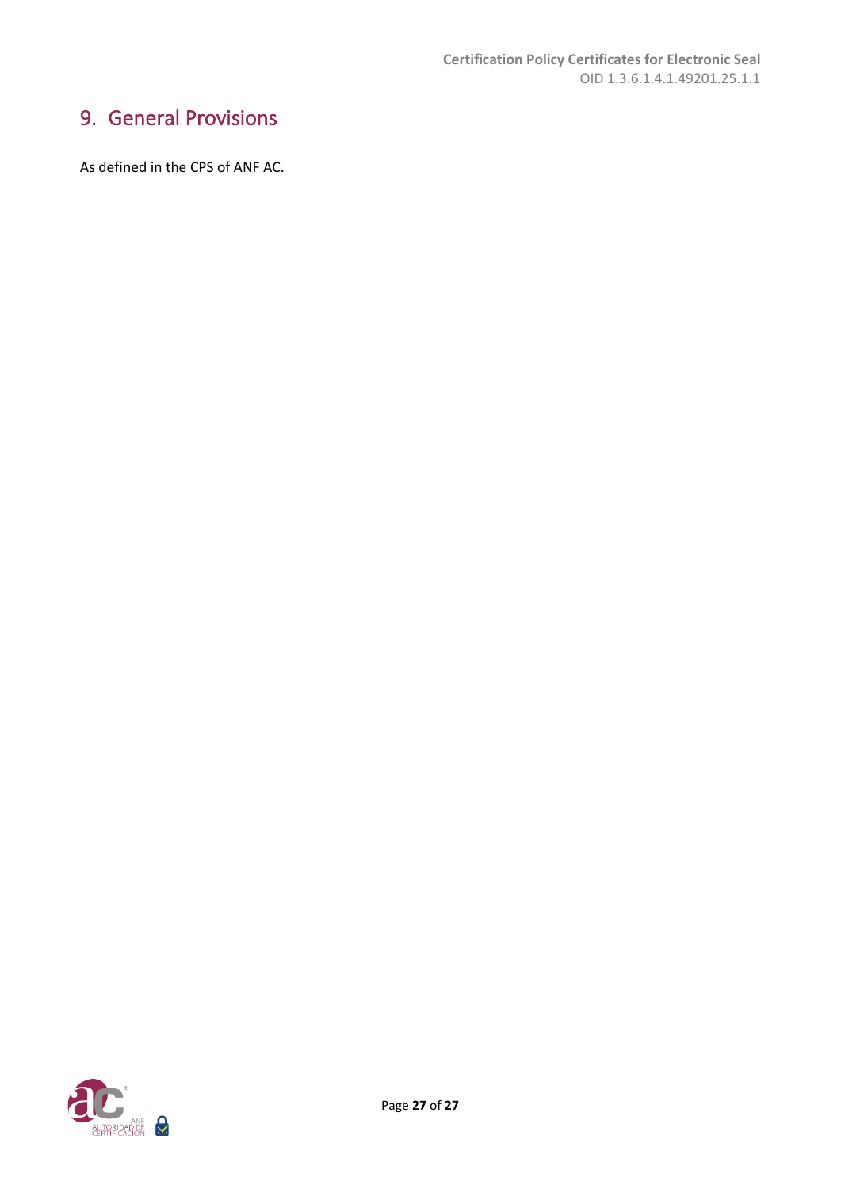# 9. General Provisions

As defined in the CPS of ANF AC.